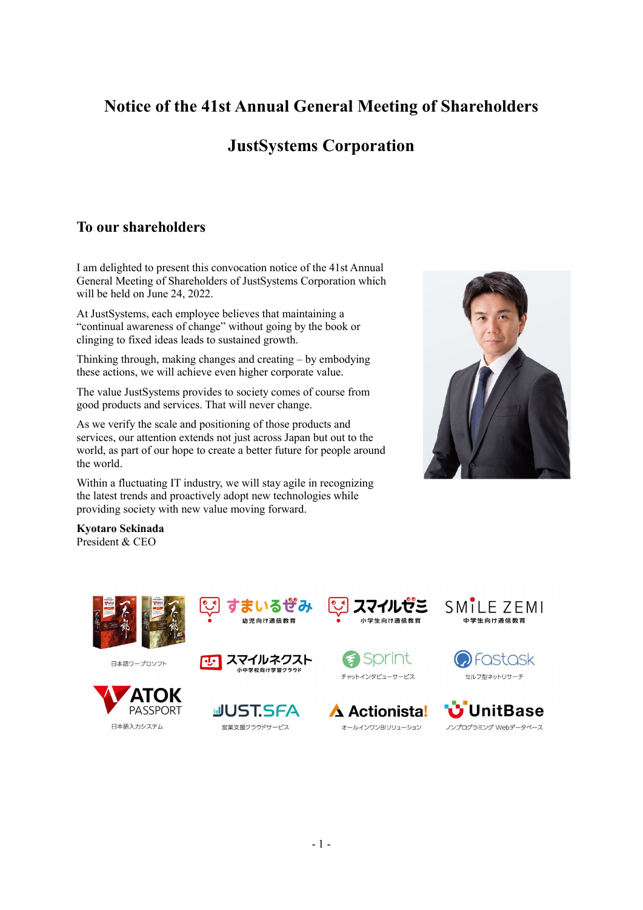# Notice of the 41st Annual General Meeting of Shareholders

# JustSystems Corporation

## To our shareholders

I am delighted to present this convocation notice of the 41st Annual General Meeting of Shareholders of JustSystems Corporation which will be held on June 24, 2022.

At JustSystems, each employee believes that maintaining a "continual awareness of change" without going by the book or clinging to fixed ideas leads to sustained growth.

Thinking through, making changes and creating – by embodying these actions, we will achieve even higher corporate value.

The value JustSystems provides to society comes of course from good products and services. That will never change.

As we verify the scale and positioning of those products and services, our attention extends not just across Japan but out to the world, as part of our hope to create a better future for people around the world.

Within a fluctuating IT industry, we will stay agile in recognizing the latest trends and proactively adopt new technologies while providing society with new value moving forward.

**Kyotaro Sekinada**
President & CEO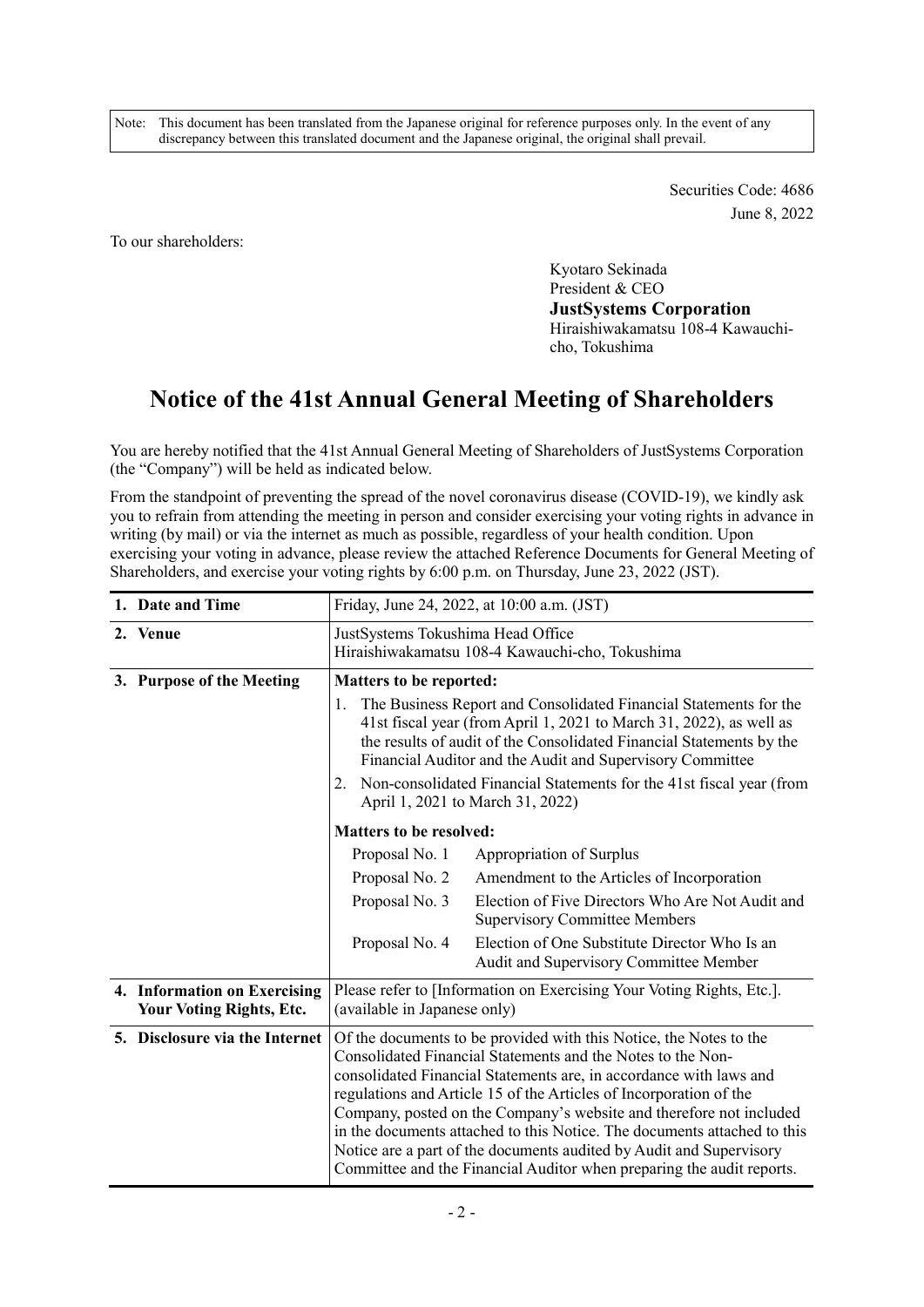Note: This document has been translated from the Japanese original for reference purposes only. In the event of any discrepancy between this translated document and the Japanese original, the original shall prevail.

Securities Code: 4686
June 8, 2022

To our shareholders:

Kyotaro Sekinada
President & CEO
**JustSystems Corporation**
Hiraishiwakamatsu 108-4 Kawauchi-cho, Tokushima

# Notice of the 41st Annual General Meeting of Shareholders

You are hereby notified that the 41st Annual General Meeting of Shareholders of JustSystems Corporation (the "Company") will be held as indicated below.

From the standpoint of preventing the spread of the novel coronavirus disease (COVID-19), we kindly ask you to refrain from attending the meeting in person and consider exercising your voting rights in advance in writing (by mail) or via the internet as much as possible, regardless of your health condition. Upon exercising your voting in advance, please review the attached Reference Documents for General Meeting of Shareholders, and exercise your voting rights by 6:00 p.m. on Thursday, June 23, 2022 (JST).

| | |
|---|---|
| **1. Date and Time** | Friday, June 24, 2022, at 10:00 a.m. (JST) |
| **2. Venue** | JustSystems Tokushima Head Office<br>Hiraishiwakamatsu 108-4 Kawauchi-cho, Tokushima |
| **3. Purpose of the Meeting** | **Matters to be reported:**<br>1. The Business Report and Consolidated Financial Statements for the 41st fiscal year (from April 1, 2021 to March 31, 2022), as well as the results of audit of the Consolidated Financial Statements by the Financial Auditor and the Audit and Supervisory Committee<br>2. Non-consolidated Financial Statements for the 41st fiscal year (from April 1, 2021 to March 31, 2022)<br>**Matters to be resolved:**<br>Proposal No. 1 Appropriation of Surplus<br>Proposal No. 2 Amendment to the Articles of Incorporation<br>Proposal No. 3 Election of Five Directors Who Are Not Audit and Supervisory Committee Members<br>Proposal No. 4 Election of One Substitute Director Who Is an Audit and Supervisory Committee Member |
| **4. Information on Exercising Your Voting Rights, Etc.** | Please refer to [Information on Exercising Your Voting Rights, Etc.]. (available in Japanese only) |
| **5. Disclosure via the Internet** | Of the documents to be provided with this Notice, the Notes to the Consolidated Financial Statements and the Notes to the Non-consolidated Financial Statements are, in accordance with laws and regulations and Article 15 of the Articles of Incorporation of the Company, posted on the Company's website and therefore not included in the documents attached to this Notice. The documents attached to this Notice are a part of the documents audited by Audit and Supervisory Committee and the Financial Auditor when preparing the audit reports. |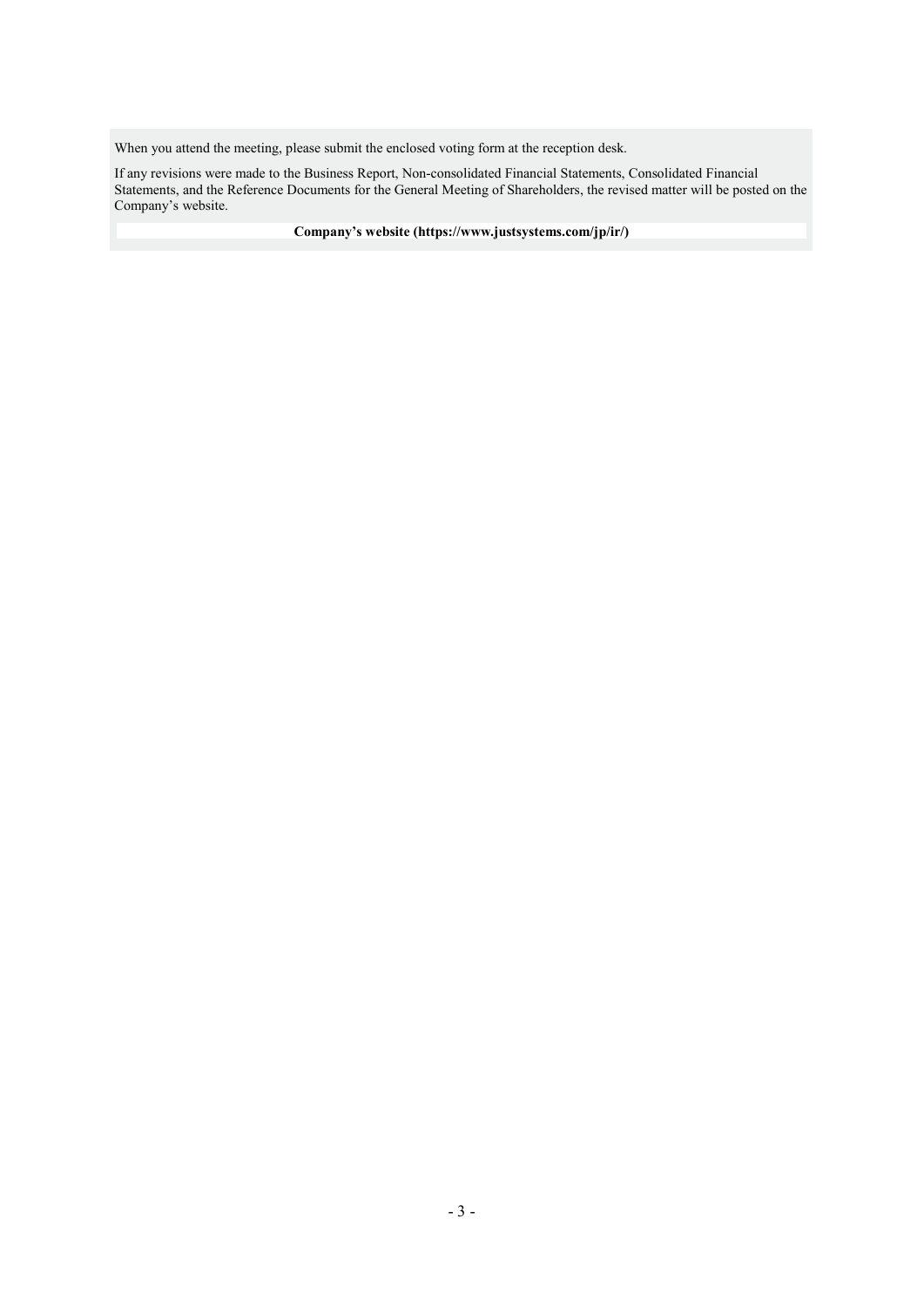When you attend the meeting, please submit the enclosed voting form at the reception desk.

If any revisions were made to the Business Report, Non-consolidated Financial Statements, Consolidated Financial Statements, and the Reference Documents for the General Meeting of Shareholders, the revised matter will be posted on the Company's website.

**Company's website (https://www.justsystems.com/jp/ir/)**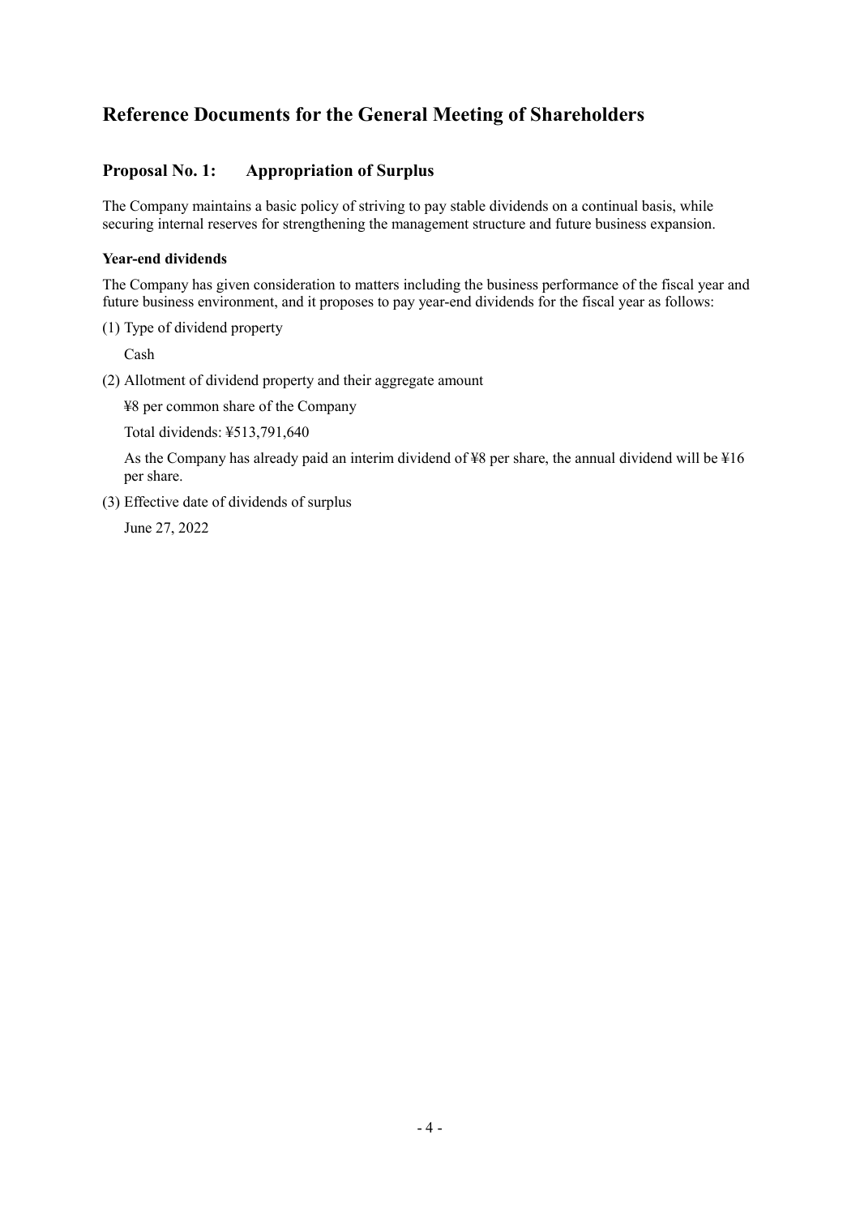# Reference Documents for the General Meeting of Shareholders

## Proposal No. 1: Appropriation of Surplus

The Company maintains a basic policy of striving to pay stable dividends on a continual basis, while securing internal reserves for strengthening the management structure and future business expansion.

### Year-end dividends

The Company has given consideration to matters including the business performance of the fiscal year and future business environment, and it proposes to pay year-end dividends for the fiscal year as follows:

(1) Type of dividend property

Cash

(2) Allotment of dividend property and their aggregate amount

¥8 per common share of the Company

Total dividends: ¥513,791,640

As the Company has already paid an interim dividend of ¥8 per share, the annual dividend will be ¥16 per share.

(3) Effective date of dividends of surplus

June 27, 2022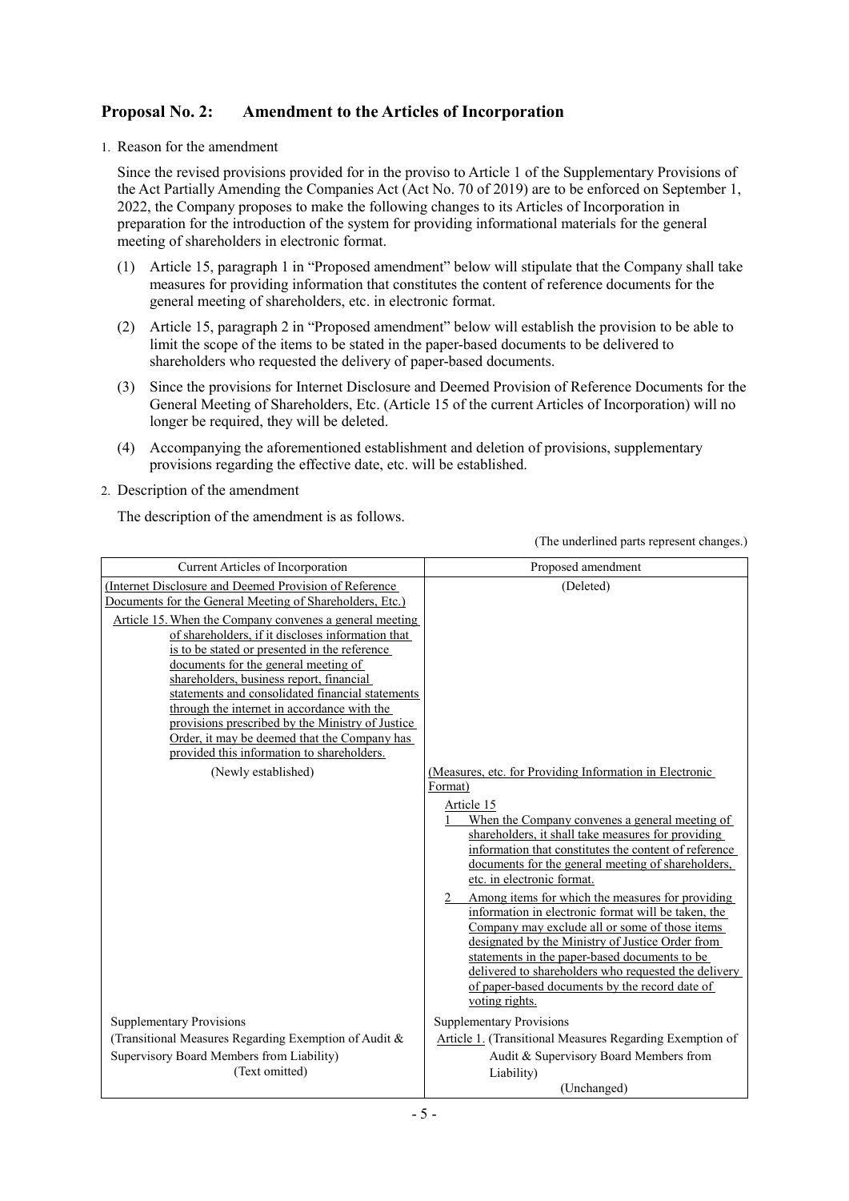## Proposal No. 2: Amendment to the Articles of Incorporation

1. Reason for the amendment

   Since the revised provisions provided for in the proviso to Article 1 of the Supplementary Provisions of the Act Partially Amending the Companies Act (Act No. 70 of 2019) are to be enforced on September 1, 2022, the Company proposes to make the following changes to its Articles of Incorporation in preparation for the introduction of the system for providing informational materials for the general meeting of shareholders in electronic format.

   (1) Article 15, paragraph 1 in "Proposed amendment" below will stipulate that the Company shall take measures for providing information that constitutes the content of reference documents for the general meeting of shareholders, etc. in electronic format.

   (2) Article 15, paragraph 2 in "Proposed amendment" below will establish the provision to be able to limit the scope of the items to be stated in the paper-based documents to be delivered to shareholders who requested the delivery of paper-based documents.

   (3) Since the provisions for Internet Disclosure and Deemed Provision of Reference Documents for the General Meeting of Shareholders, Etc. (Article 15 of the current Articles of Incorporation) will no longer be required, they will be deleted.

   (4) Accompanying the aforementioned establishment and deletion of provisions, supplementary provisions regarding the effective date, etc. will be established.

2. Description of the amendment

   The description of the amendment is as follows.

(The underlined parts represent changes.)

| Current Articles of Incorporation | Proposed amendment |
|---|---|
| <u>(Internet Disclosure and Deemed Provision of Reference Documents for the General Meeting of Shareholders, Etc.)</u><br><u>Article 15. When the Company convenes a general meeting of shareholders, if it discloses information that is to be stated or presented in the reference documents for the general meeting of shareholders, business report, financial statements and consolidated financial statements through the internet in accordance with the provisions prescribed by the Ministry of Justice Order, it may be deemed that the Company has provided this information to shareholders.</u> | (Deleted) |
| (Newly established) | <u>(Measures, etc. for Providing Information in Electronic Format)</u><br><u>Article 15</u><br><u>1 When the Company convenes a general meeting of shareholders, it shall take measures for providing information that constitutes the content of reference documents for the general meeting of shareholders, etc. in electronic format.</u><br><u>2 Among items for which the measures for providing information in electronic format will be taken, the Company may exclude all or some of those items designated by the Ministry of Justice Order from statements in the paper-based documents to be delivered to shareholders who requested the delivery of paper-based documents by the record date of voting rights.</u> |
| Supplementary Provisions<br>(Transitional Measures Regarding Exemption of Audit & Supervisory Board Members from Liability)<br>(Text omitted) | Supplementary Provisions<br><u>Article 1.</u> (Transitional Measures Regarding Exemption of Audit & Supervisory Board Members from Liability)<br>(Unchanged) |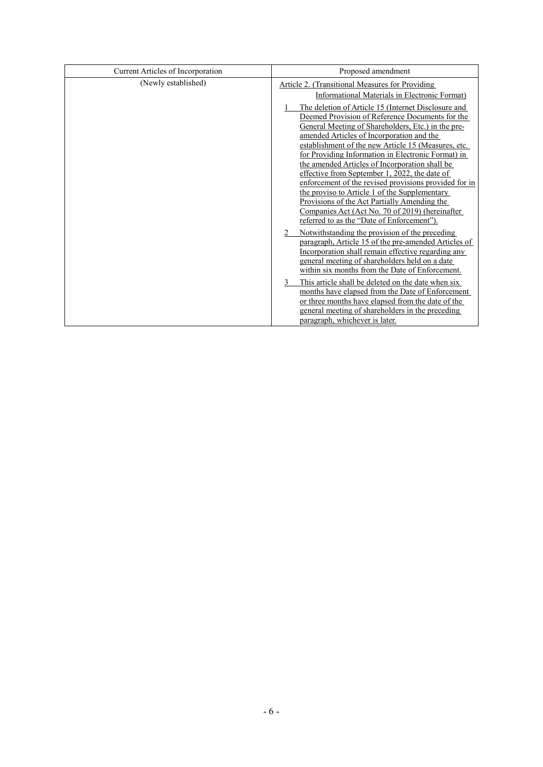| Current Articles of Incorporation | Proposed amendment |
| --- | --- |
| (Newly established) | Article 2. (Transitional Measures for Providing Informational Materials in Electronic Format)<br>1 The deletion of Article 15 (Internet Disclosure and Deemed Provision of Reference Documents for the General Meeting of Shareholders, Etc.) in the pre-amended Articles of Incorporation and the establishment of the new Article 15 (Measures, etc. for Providing Information in Electronic Format) in the amended Articles of Incorporation shall be effective from September 1, 2022, the date of enforcement of the revised provisions provided for in the proviso to Article 1 of the Supplementary Provisions of the Act Partially Amending the Companies Act (Act No. 70 of 2019) (hereinafter referred to as the "Date of Enforcement").<br>2 Notwithstanding the provision of the preceding paragraph, Article 15 of the pre-amended Articles of Incorporation shall remain effective regarding any general meeting of shareholders held on a date within six months from the Date of Enforcement.<br>3 This article shall be deleted on the date when six months have elapsed from the Date of Enforcement or three months have elapsed from the date of the general meeting of shareholders in the preceding paragraph, whichever is later. |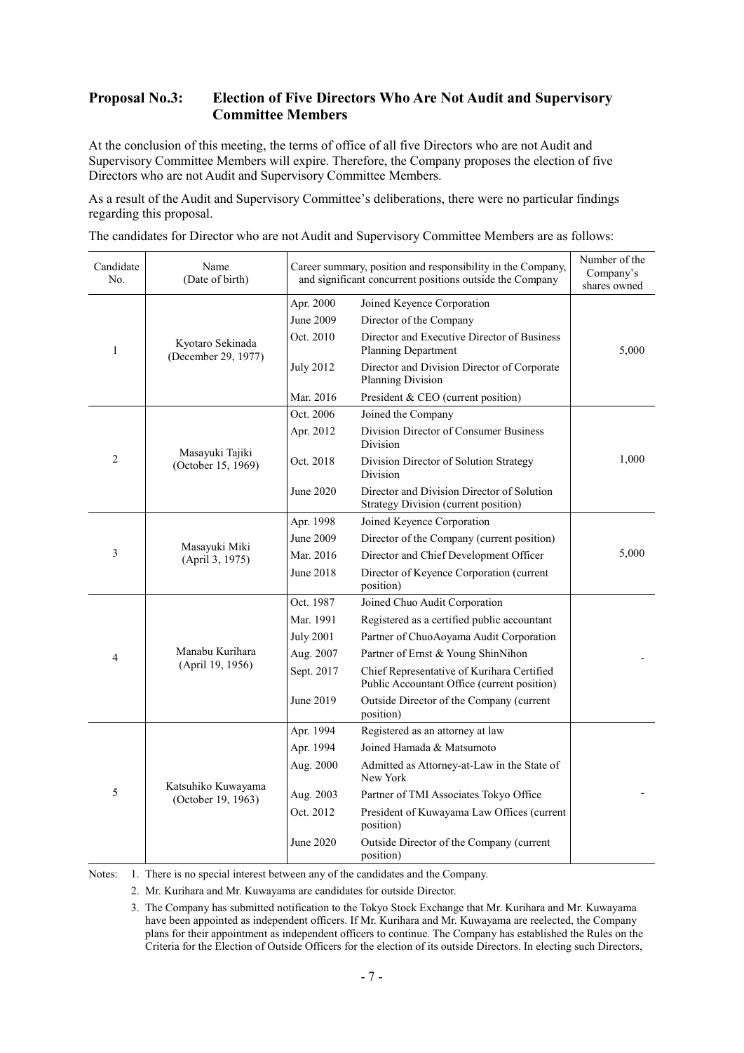## Proposal No.3: Election of Five Directors Who Are Not Audit and Supervisory Committee Members

At the conclusion of this meeting, the terms of office of all five Directors who are not Audit and Supervisory Committee Members will expire. Therefore, the Company proposes the election of five Directors who are not Audit and Supervisory Committee Members.

As a result of the Audit and Supervisory Committee's deliberations, there were no particular findings regarding this proposal.

The candidates for Director who are not Audit and Supervisory Committee Members are as follows:

| Candidate No. | Name (Date of birth) | Career summary, position and responsibility in the Company, and significant concurrent positions outside the Company | | Number of the Company's shares owned |
|---|---|---|---|---|
| 1 | Kyotaro Sekinada (December 29, 1977) | Apr. 2000 | Joined Keyence Corporation | 5,000 |
| | | June 2009 | Director of the Company | |
| | | Oct. 2010 | Director and Executive Director of Business Planning Department | |
| | | July 2012 | Director and Division Director of Corporate Planning Division | |
| | | Mar. 2016 | President & CEO (current position) | |
| 2 | Masayuki Tajiki (October 15, 1969) | Oct. 2006 | Joined the Company | 1,000 |
| | | Apr. 2012 | Division Director of Consumer Business Division | |
| | | Oct. 2018 | Division Director of Solution Strategy Division | |
| | | June 2020 | Director and Division Director of Solution Strategy Division (current position) | |
| 3 | Masayuki Miki (April 3, 1975) | Apr. 1998 | Joined Keyence Corporation | 5,000 |
| | | June 2009 | Director of the Company (current position) | |
| | | Mar. 2016 | Director and Chief Development Officer | |
| | | June 2018 | Director of Keyence Corporation (current position) | |
| 4 | Manabu Kurihara (April 19, 1956) | Oct. 1987 | Joined Chuo Audit Corporation | - |
| | | Mar. 1991 | Registered as a certified public accountant | |
| | | July 2001 | Partner of ChuoAoyama Audit Corporation | |
| | | Aug. 2007 | Partner of Ernst & Young ShinNihon | |
| | | Sept. 2017 | Chief Representative of Kurihara Certified Public Accountant Office (current position) | |
| | | June 2019 | Outside Director of the Company (current position) | |
| 5 | Katsuhiko Kuwayama (October 19, 1963) | Apr. 1994 | Registered as an attorney at law | - |
| | | Apr. 1994 | Joined Hamada & Matsumoto | |
| | | Aug. 2000 | Admitted as Attorney-at-Law in the State of New York | |
| | | Aug. 2003 | Partner of TMI Associates Tokyo Office | |
| | | Oct. 2012 | President of Kuwayama Law Offices (current position) | |
| | | June 2020 | Outside Director of the Company (current position) | |

Notes:
1. There is no special interest between any of the candidates and the Company.
2. Mr. Kurihara and Mr. Kuwayama are candidates for outside Director.
3. The Company has submitted notification to the Tokyo Stock Exchange that Mr. Kurihara and Mr. Kuwayama have been appointed as independent officers. If Mr. Kurihara and Mr. Kuwayama are reelected, the Company plans for their appointment as independent officers to continue. The Company has established the Rules on the Criteria for the Election of Outside Officers for the election of its outside Directors. In electing such Directors,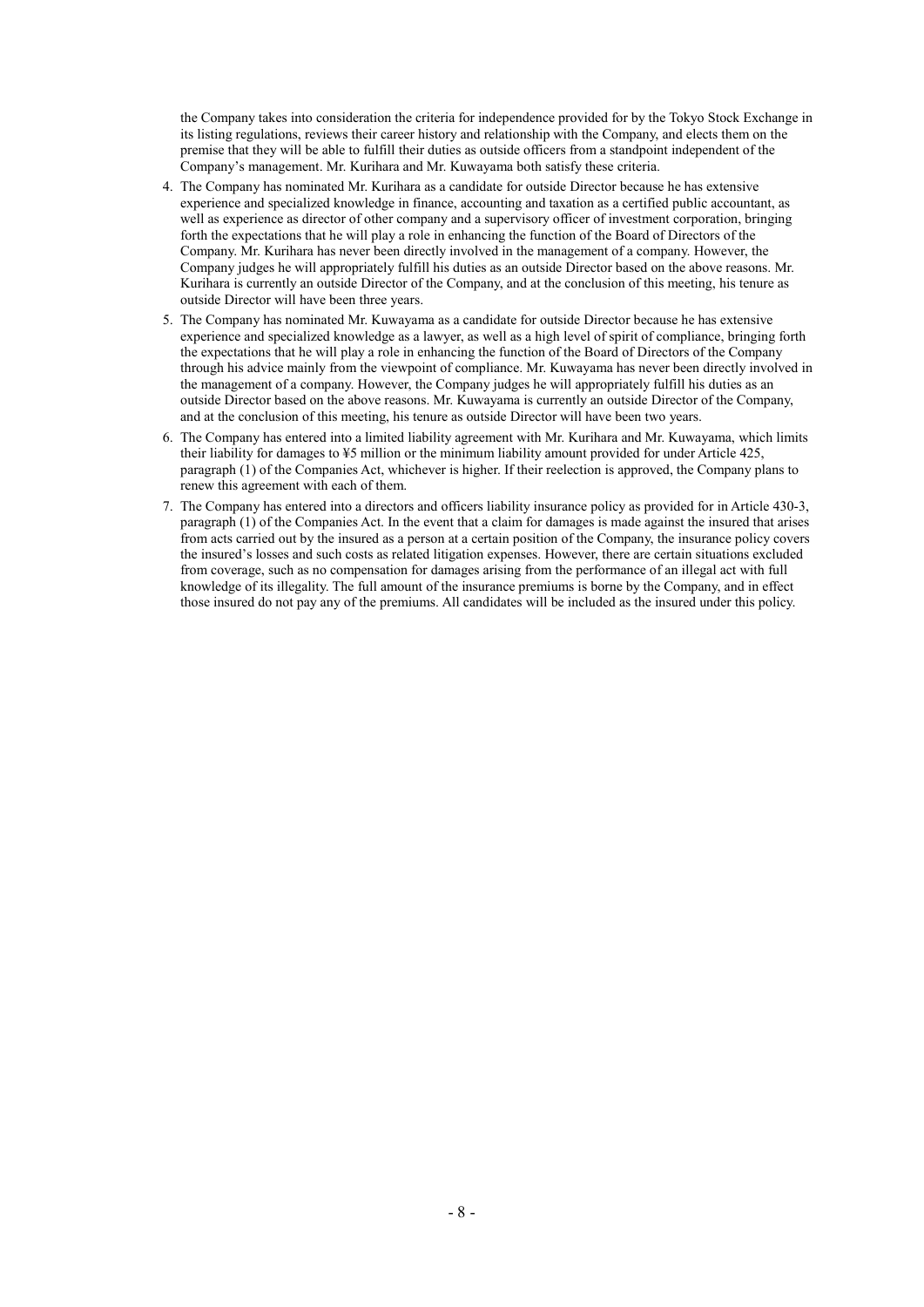the Company takes into consideration the criteria for independence provided for by the Tokyo Stock Exchange in its listing regulations, reviews their career history and relationship with the Company, and elects them on the premise that they will be able to fulfill their duties as outside officers from a standpoint independent of the Company's management. Mr. Kurihara and Mr. Kuwayama both satisfy these criteria.

4. The Company has nominated Mr. Kurihara as a candidate for outside Director because he has extensive experience and specialized knowledge in finance, accounting and taxation as a certified public accountant, as well as experience as director of other company and a supervisory officer of investment corporation, bringing forth the expectations that he will play a role in enhancing the function of the Board of Directors of the Company. Mr. Kurihara has never been directly involved in the management of a company. However, the Company judges he will appropriately fulfill his duties as an outside Director based on the above reasons. Mr. Kurihara is currently an outside Director of the Company, and at the conclusion of this meeting, his tenure as outside Director will have been three years.
5. The Company has nominated Mr. Kuwayama as a candidate for outside Director because he has extensive experience and specialized knowledge as a lawyer, as well as a high level of spirit of compliance, bringing forth the expectations that he will play a role in enhancing the function of the Board of Directors of the Company through his advice mainly from the viewpoint of compliance. Mr. Kuwayama has never been directly involved in the management of a company. However, the Company judges he will appropriately fulfill his duties as an outside Director based on the above reasons. Mr. Kuwayama is currently an outside Director of the Company, and at the conclusion of this meeting, his tenure as outside Director will have been two years.
6. The Company has entered into a limited liability agreement with Mr. Kurihara and Mr. Kuwayama, which limits their liability for damages to ¥5 million or the minimum liability amount provided for under Article 425, paragraph (1) of the Companies Act, whichever is higher. If their reelection is approved, the Company plans to renew this agreement with each of them.
7. The Company has entered into a directors and officers liability insurance policy as provided for in Article 430-3, paragraph (1) of the Companies Act. In the event that a claim for damages is made against the insured that arises from acts carried out by the insured as a person at a certain position of the Company, the insurance policy covers the insured's losses and such costs as related litigation expenses. However, there are certain situations excluded from coverage, such as no compensation for damages arising from the performance of an illegal act with full knowledge of its illegality. The full amount of the insurance premiums is borne by the Company, and in effect those insured do not pay any of the premiums. All candidates will be included as the insured under this policy.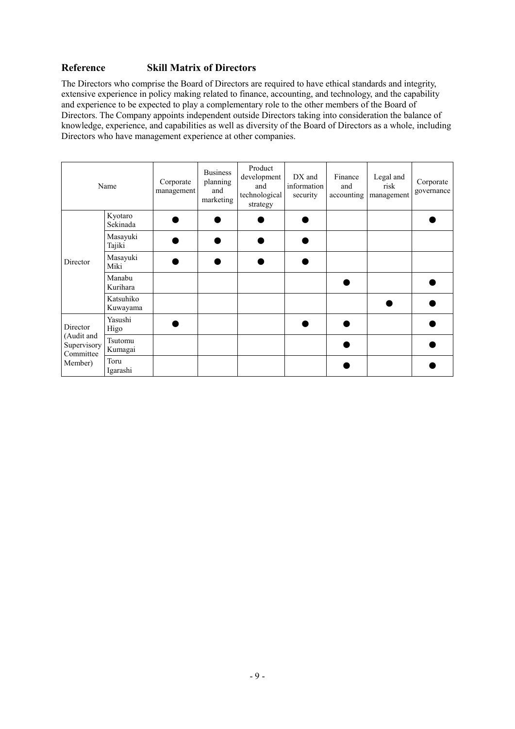## Reference Skill Matrix of Directors

The Directors who comprise the Board of Directors are required to have ethical standards and integrity, extensive experience in policy making related to finance, accounting, and technology, and the capability and experience to be expected to play a complementary role to the other members of the Board of Directors. The Company appoints independent outside Directors taking into consideration the balance of knowledge, experience, and capabilities as well as diversity of the Board of Directors as a whole, including Directors who have management experience at other companies.

| Name | | Corporate management | Business planning and marketing | Product development and technological strategy | DX and information security | Finance and accounting | Legal and risk management | Corporate governance |
|---|---|---|---|---|---|---|---|---|
| Director | Kyotaro Sekinada | ● | ● | ● | ● | | | ● |
| | Masayuki Tajiki | ● | ● | ● | ● | | | |
| | Masayuki Miki | ● | ● | ● | ● | | | |
| | Manabu Kurihara | | | | | ● | | ● |
| | Katsuhiko Kuwayama | | | | | | ● | ● |
| Director (Audit and Supervisory Committee Member) | Yasushi Higo | ● | | | ● | ● | | ● |
| | Tsutomu Kumagai | | | | | ● | | ● |
| | Toru Igarashi | | | | | ● | | ● |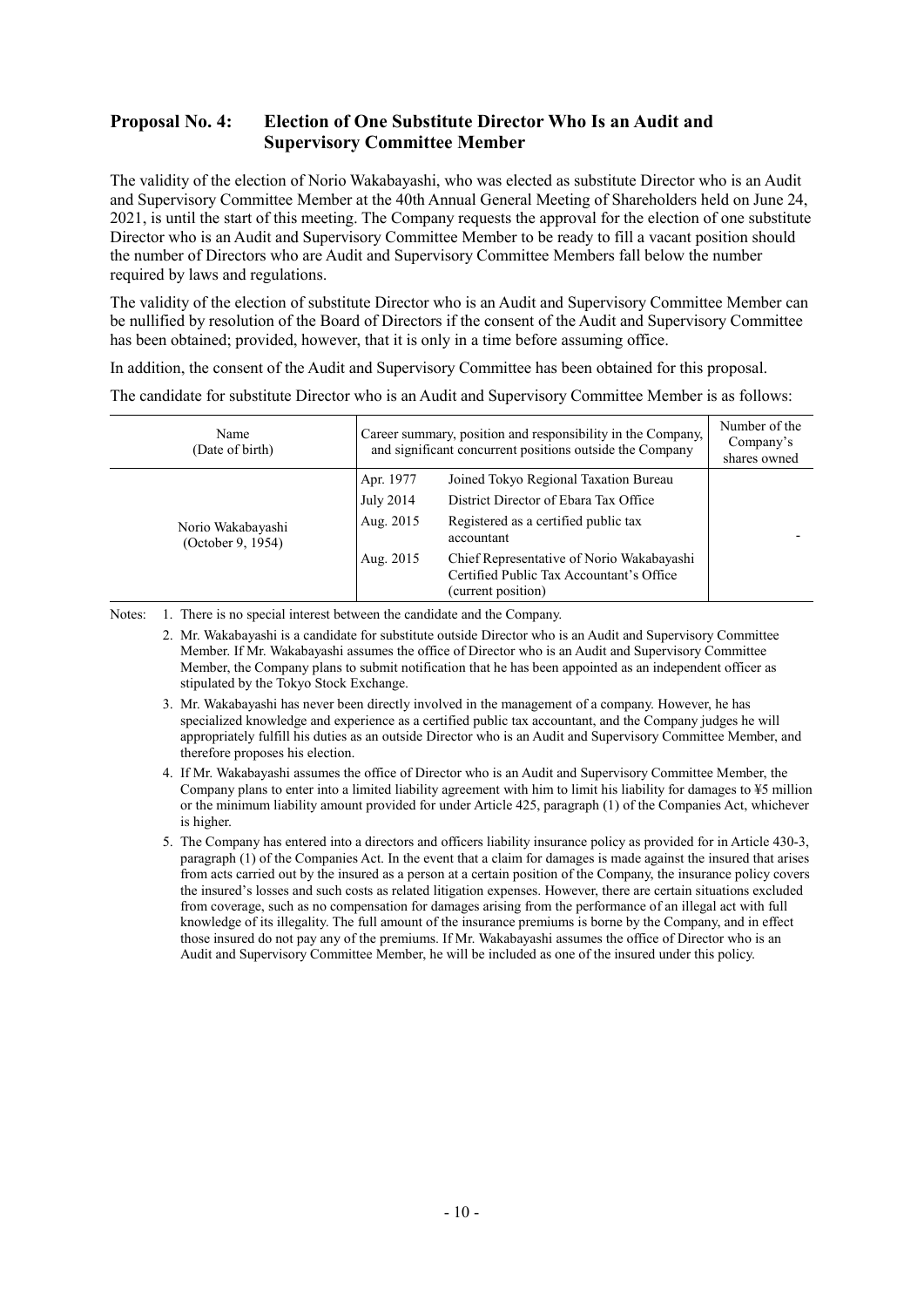## Proposal No. 4: Election of One Substitute Director Who Is an Audit and Supervisory Committee Member

The validity of the election of Norio Wakabayashi, who was elected as substitute Director who is an Audit and Supervisory Committee Member at the 40th Annual General Meeting of Shareholders held on June 24, 2021, is until the start of this meeting. The Company requests the approval for the election of one substitute Director who is an Audit and Supervisory Committee Member to be ready to fill a vacant position should the number of Directors who are Audit and Supervisory Committee Members fall below the number required by laws and regulations.

The validity of the election of substitute Director who is an Audit and Supervisory Committee Member can be nullified by resolution of the Board of Directors if the consent of the Audit and Supervisory Committee has been obtained; provided, however, that it is only in a time before assuming office.

In addition, the consent of the Audit and Supervisory Committee has been obtained for this proposal.

The candidate for substitute Director who is an Audit and Supervisory Committee Member is as follows:

| Name (Date of birth) | Career summary, position and responsibility in the Company, and significant concurrent positions outside the Company | | Number of the Company's shares owned |
|---|---|---|---|
| Norio Wakabayashi (October 9, 1954) | Apr. 1977 | Joined Tokyo Regional Taxation Bureau | - |
| | July 2014 | District Director of Ebara Tax Office | |
| | Aug. 2015 | Registered as a certified public tax accountant | |
| | Aug. 2015 | Chief Representative of Norio Wakabayashi Certified Public Tax Accountant's Office (current position) | |

Notes:
1. There is no special interest between the candidate and the Company.
2. Mr. Wakabayashi is a candidate for substitute outside Director who is an Audit and Supervisory Committee Member. If Mr. Wakabayashi assumes the office of Director who is an Audit and Supervisory Committee Member, the Company plans to submit notification that he has been appointed as an independent officer as stipulated by the Tokyo Stock Exchange.
3. Mr. Wakabayashi has never been directly involved in the management of a company. However, he has specialized knowledge and experience as a certified public tax accountant, and the Company judges he will appropriately fulfill his duties as an outside Director who is an Audit and Supervisory Committee Member, and therefore proposes his election.
4. If Mr. Wakabayashi assumes the office of Director who is an Audit and Supervisory Committee Member, the Company plans to enter into a limited liability agreement with him to limit his liability for damages to ¥5 million or the minimum liability amount provided for under Article 425, paragraph (1) of the Companies Act, whichever is higher.
5. The Company has entered into a directors and officers liability insurance policy as provided for in Article 430-3, paragraph (1) of the Companies Act. In the event that a claim for damages is made against the insured that arises from acts carried out by the insured as a person at a certain position of the Company, the insurance policy covers the insured's losses and such costs as related litigation expenses. However, there are certain situations excluded from coverage, such as no compensation for damages arising from the performance of an illegal act with full knowledge of its illegality. The full amount of the insurance premiums is borne by the Company, and in effect those insured do not pay any of the premiums. If Mr. Wakabayashi assumes the office of Director who is an Audit and Supervisory Committee Member, he will be included as one of the insured under this policy.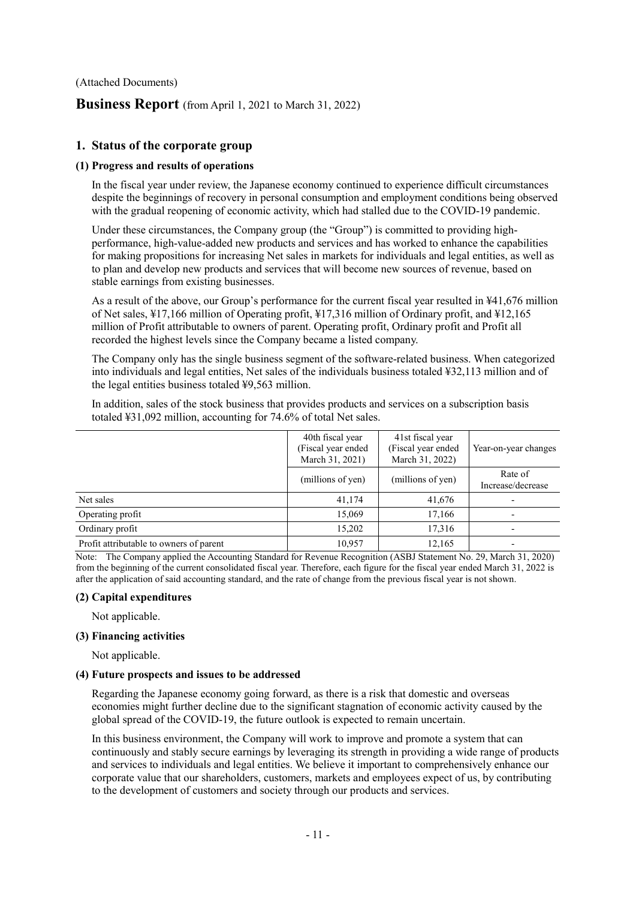(Attached Documents)

# Business Report (from April 1, 2021 to March 31, 2022)

## 1. Status of the corporate group

### (1) Progress and results of operations

In the fiscal year under review, the Japanese economy continued to experience difficult circumstances despite the beginnings of recovery in personal consumption and employment conditions being observed with the gradual reopening of economic activity, which had stalled due to the COVID-19 pandemic.

Under these circumstances, the Company group (the "Group") is committed to providing high-performance, high-value-added new products and services and has worked to enhance the capabilities for making propositions for increasing Net sales in markets for individuals and legal entities, as well as to plan and develop new products and services that will become new sources of revenue, based on stable earnings from existing businesses.

As a result of the above, our Group's performance for the current fiscal year resulted in ¥41,676 million of Net sales, ¥17,166 million of Operating profit, ¥17,316 million of Ordinary profit, and ¥12,165 million of Profit attributable to owners of parent. Operating profit, Ordinary profit and Profit all recorded the highest levels since the Company became a listed company.

The Company only has the single business segment of the software-related business. When categorized into individuals and legal entities, Net sales of the individuals business totaled ¥32,113 million and of the legal entities business totaled ¥9,563 million.

In addition, sales of the stock business that provides products and services on a subscription basis totaled ¥31,092 million, accounting for 74.6% of total Net sales.

| | 40th fiscal year (Fiscal year ended March 31, 2021) | 41st fiscal year (Fiscal year ended March 31, 2022) | Year-on-year changes |
|---|---|---|---|
| | (millions of yen) | (millions of yen) | Rate of Increase/decrease |
| Net sales | 41,174 | 41,676 | - |
| Operating profit | 15,069 | 17,166 | - |
| Ordinary profit | 15,202 | 17,316 | - |
| Profit attributable to owners of parent | 10,957 | 12,165 | - |

Note: The Company applied the Accounting Standard for Revenue Recognition (ASBJ Statement No. 29, March 31, 2020) from the beginning of the current consolidated fiscal year. Therefore, each figure for the fiscal year ended March 31, 2022 is after the application of said accounting standard, and the rate of change from the previous fiscal year is not shown.

### (2) Capital expenditures

Not applicable.

### (3) Financing activities

Not applicable.

### (4) Future prospects and issues to be addressed

Regarding the Japanese economy going forward, as there is a risk that domestic and overseas economies might further decline due to the significant stagnation of economic activity caused by the global spread of the COVID-19, the future outlook is expected to remain uncertain.

In this business environment, the Company will work to improve and promote a system that can continuously and stably secure earnings by leveraging its strength in providing a wide range of products and services to individuals and legal entities. We believe it important to comprehensively enhance our corporate value that our shareholders, customers, markets and employees expect of us, by contributing to the development of customers and society through our products and services.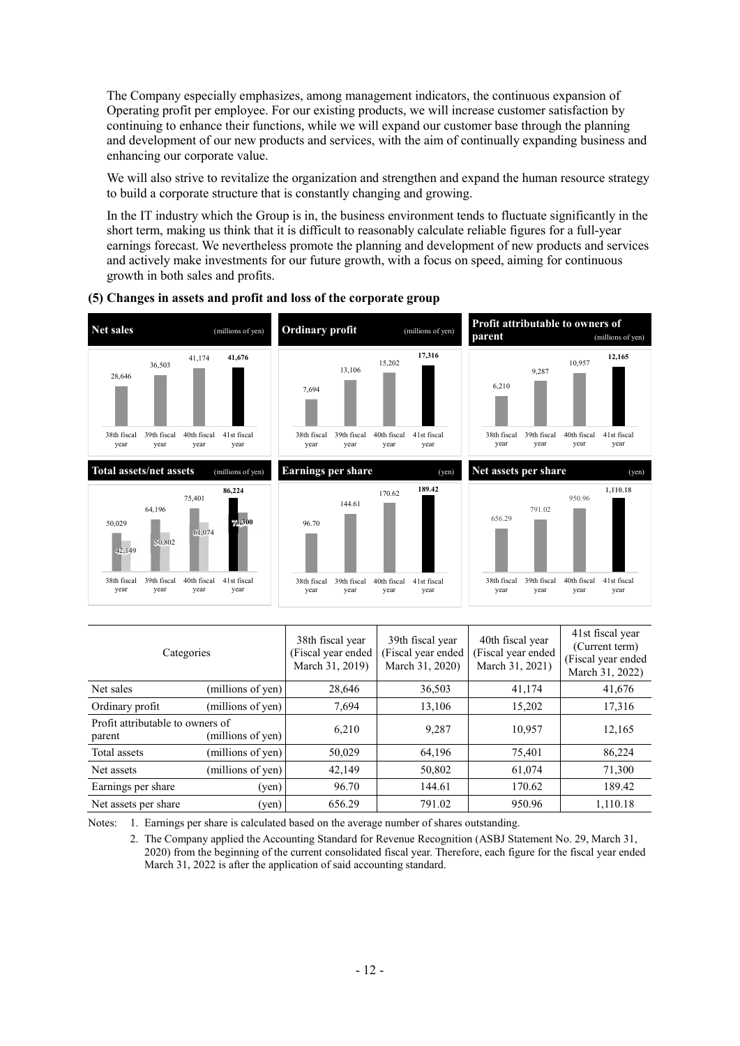The Company especially emphasizes, among management indicators, the continuous expansion of Operating profit per employee. For our existing products, we will increase customer satisfaction by continuing to enhance their functions, while we will expand our customer base through the planning and development of our new products and services, with the aim of continually expanding business and enhancing our corporate value.

We will also strive to revitalize the organization and strengthen and expand the human resource strategy to build a corporate structure that is constantly changing and growing.

In the IT industry which the Group is in, the business environment tends to fluctuate significantly in the short term, making us think that it is difficult to reasonably calculate reliable figures for a full-year earnings forecast. We nevertheless promote the planning and development of new products and services and actively make investments for our future growth, with a focus on speed, aiming for continuous growth in both sales and profits.

### (5) Changes in assets and profit and loss of the corporate group

| Categories | | 38th fiscal year (Fiscal year ended March 31, 2019) | 39th fiscal year (Fiscal year ended March 31, 2020) | 40th fiscal year (Fiscal year ended March 31, 2021) | 41st fiscal year (Current term) (Fiscal year ended March 31, 2022) |
|---|---|---|---|---|---|
| Net sales | (millions of yen) | 28,646 | 36,503 | 41,174 | 41,676 |
| Ordinary profit | (millions of yen) | 7,694 | 13,106 | 15,202 | 17,316 |
| Profit attributable to owners of parent | (millions of yen) | 6,210 | 9,287 | 10,957 | 12,165 |
| Total assets | (millions of yen) | 50,029 | 64,196 | 75,401 | 86,224 |
| Net assets | (millions of yen) | 42,149 | 50,802 | 61,074 | 71,300 |
| Earnings per share | (yen) | 96.70 | 144.61 | 170.62 | 189.42 |
| Net assets per share | (yen) | 656.29 | 791.02 | 950.96 | 1,110.18 |

Notes: 1. Earnings per share is calculated based on the average number of shares outstanding.

2. The Company applied the Accounting Standard for Revenue Recognition (ASBJ Statement No. 29, March 31, 2020) from the beginning of the current consolidated fiscal year. Therefore, each figure for the fiscal year ended March 31, 2022 is after the application of said accounting standard.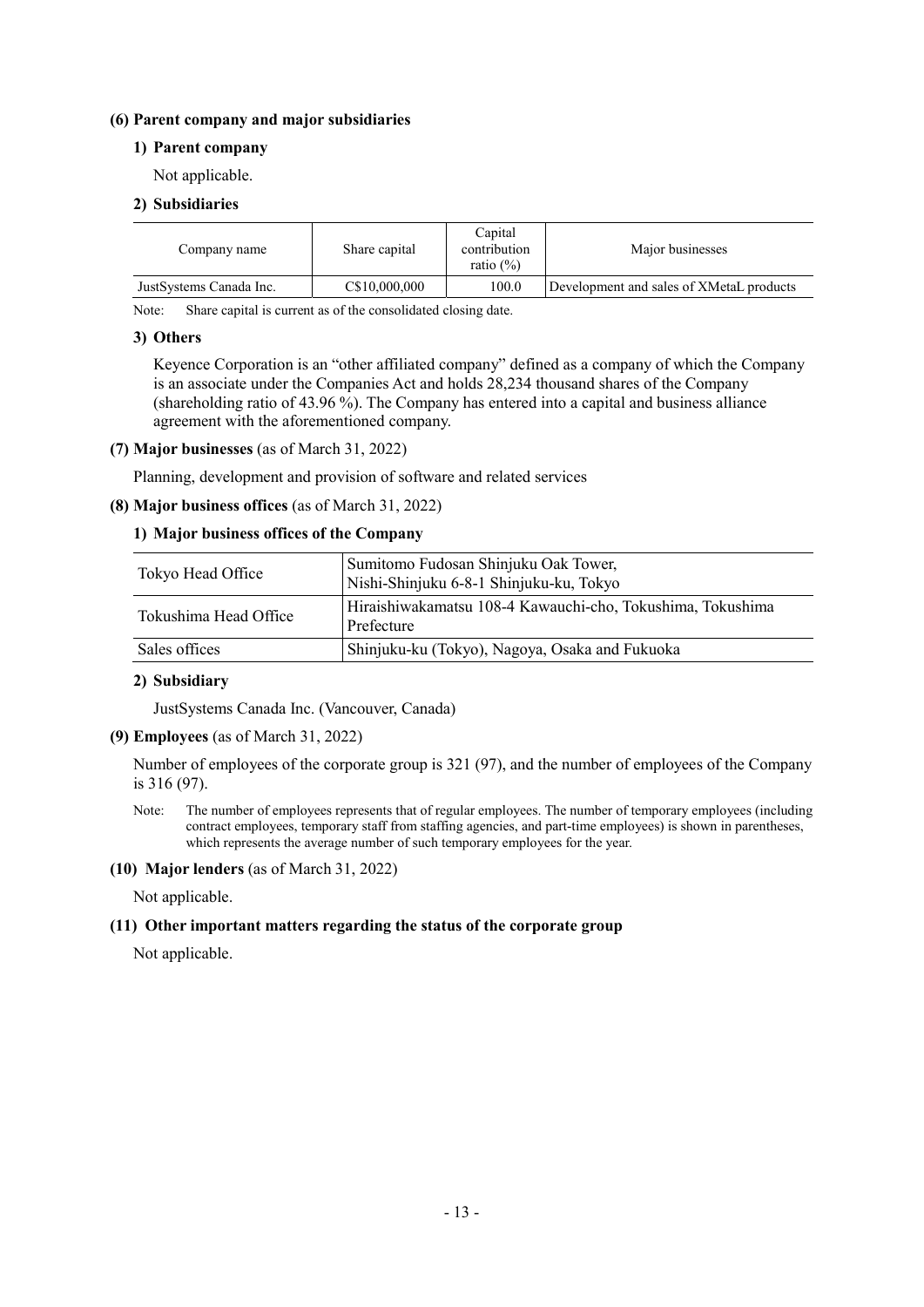### (6) Parent company and major subsidiaries

#### 1) Parent company

Not applicable.

#### 2) Subsidiaries

| Company name | Share capital | Capital contribution ratio (%) | Major businesses |
|---|---|---|---|
| JustSystems Canada Inc. | C$10,000,000 | 100.0 | Development and sales of XMetaL products |

Note: Share capital is current as of the consolidated closing date.

#### 3) Others

Keyence Corporation is an "other affiliated company" defined as a company of which the Company is an associate under the Companies Act and holds 28,234 thousand shares of the Company (shareholding ratio of 43.96 %). The Company has entered into a capital and business alliance agreement with the aforementioned company.

### (7) Major businesses (as of March 31, 2022)

Planning, development and provision of software and related services

### (8) Major business offices (as of March 31, 2022)

#### 1) Major business offices of the Company

| | |
|---|---|
| Tokyo Head Office | Sumitomo Fudosan Shinjuku Oak Tower, Nishi-Shinjuku 6-8-1 Shinjuku-ku, Tokyo |
| Tokushima Head Office | Hiraishiwakamatsu 108-4 Kawauchi-cho, Tokushima, Tokushima Prefecture |
| Sales offices | Shinjuku-ku (Tokyo), Nagoya, Osaka and Fukuoka |

#### 2) Subsidiary

JustSystems Canada Inc. (Vancouver, Canada)

### (9) Employees (as of March 31, 2022)

Number of employees of the corporate group is 321 (97), and the number of employees of the Company is 316 (97).

Note: The number of employees represents that of regular employees. The number of temporary employees (including contract employees, temporary staff from staffing agencies, and part-time employees) is shown in parentheses, which represents the average number of such temporary employees for the year.

### (10) Major lenders (as of March 31, 2022)

Not applicable.

### (11) Other important matters regarding the status of the corporate group

Not applicable.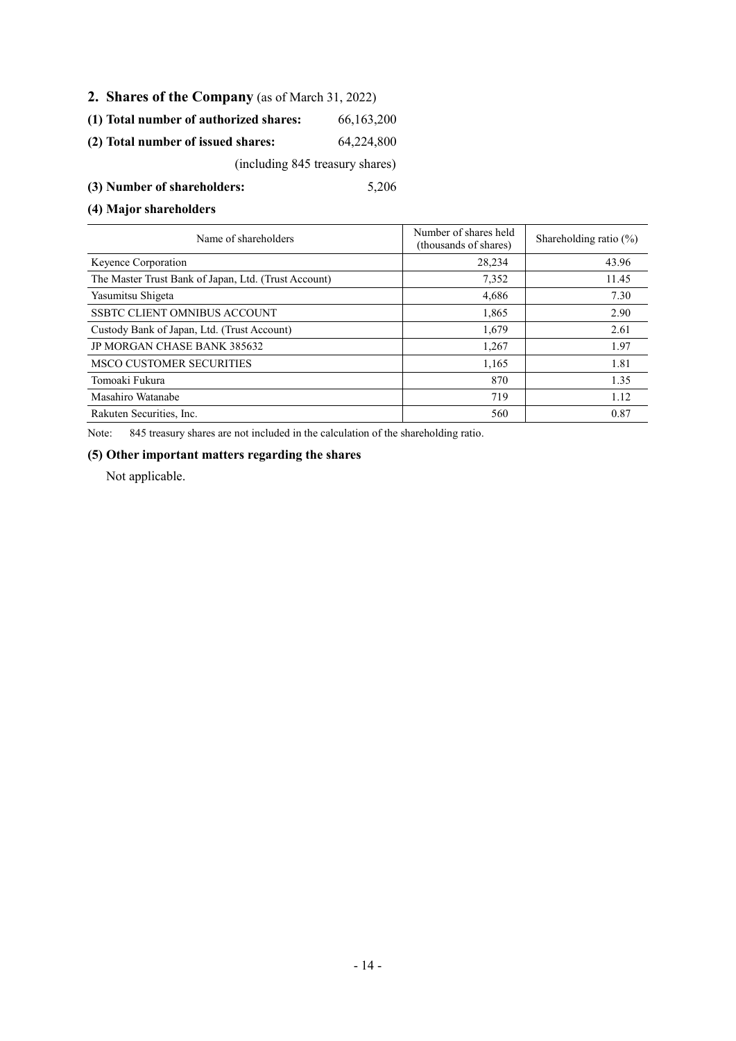## 2. Shares of the Company (as of March 31, 2022)

**(1) Total number of authorized shares:** 66,163,200

**(2) Total number of issued shares:** 64,224,800

(including 845 treasury shares)

**(3) Number of shareholders:** 5,206

**(4) Major shareholders**

| Name of shareholders | Number of shares held (thousands of shares) | Shareholding ratio (%) |
|---|---|---|
| Keyence Corporation | 28,234 | 43.96 |
| The Master Trust Bank of Japan, Ltd. (Trust Account) | 7,352 | 11.45 |
| Yasumitsu Shigeta | 4,686 | 7.30 |
| SSBTC CLIENT OMNIBUS ACCOUNT | 1,865 | 2.90 |
| Custody Bank of Japan, Ltd. (Trust Account) | 1,679 | 2.61 |
| JP MORGAN CHASE BANK 385632 | 1,267 | 1.97 |
| MSCO CUSTOMER SECURITIES | 1,165 | 1.81 |
| Tomoaki Fukura | 870 | 1.35 |
| Masahiro Watanabe | 719 | 1.12 |
| Rakuten Securities, Inc. | 560 | 0.87 |

Note: 845 treasury shares are not included in the calculation of the shareholding ratio.

**(5) Other important matters regarding the shares**

Not applicable.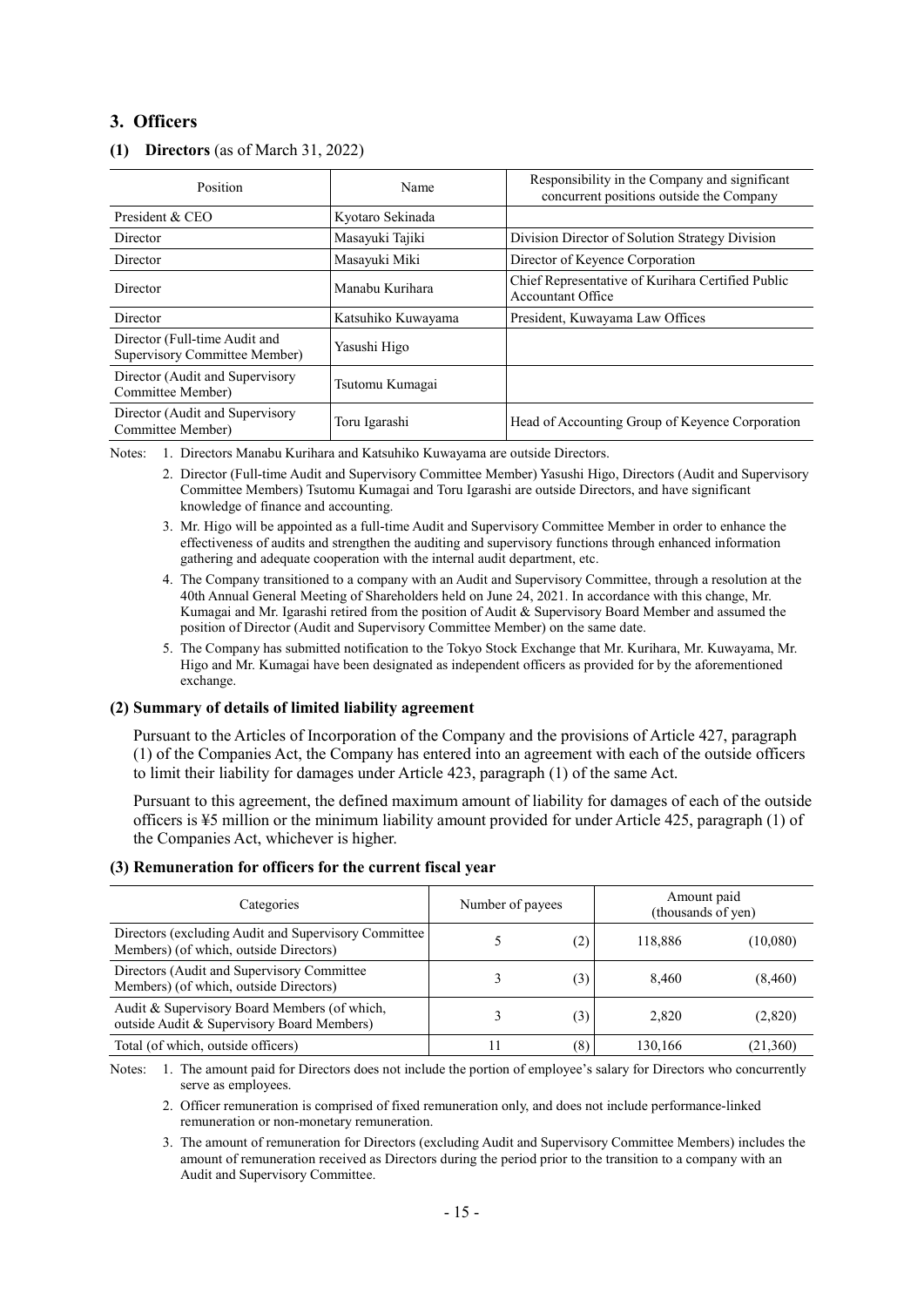## 3. Officers

### (1) Directors (as of March 31, 2022)

| Position | Name | Responsibility in the Company and significant concurrent positions outside the Company |
|---|---|---|
| President & CEO | Kyotaro Sekinada | |
| Director | Masayuki Tajiki | Division Director of Solution Strategy Division |
| Director | Masayuki Miki | Director of Keyence Corporation |
| Director | Manabu Kurihara | Chief Representative of Kurihara Certified Public Accountant Office |
| Director | Katsuhiko Kuwayama | President, Kuwayama Law Offices |
| Director (Full-time Audit and Supervisory Committee Member) | Yasushi Higo | |
| Director (Audit and Supervisory Committee Member) | Tsutomu Kumagai | |
| Director (Audit and Supervisory Committee Member) | Toru Igarashi | Head of Accounting Group of Keyence Corporation |

Notes:
1. Directors Manabu Kurihara and Katsuhiko Kuwayama are outside Directors.
2. Director (Full-time Audit and Supervisory Committee Member) Yasushi Higo, Directors (Audit and Supervisory Committee Members) Tsutomu Kumagai and Toru Igarashi are outside Directors, and have significant knowledge of finance and accounting.
3. Mr. Higo will be appointed as a full-time Audit and Supervisory Committee Member in order to enhance the effectiveness of audits and strengthen the auditing and supervisory functions through enhanced information gathering and adequate cooperation with the internal audit department, etc.
4. The Company transitioned to a company with an Audit and Supervisory Committee, through a resolution at the 40th Annual General Meeting of Shareholders held on June 24, 2021. In accordance with this change, Mr. Kumagai and Mr. Igarashi retired from the position of Audit & Supervisory Board Member and assumed the position of Director (Audit and Supervisory Committee Member) on the same date.
5. The Company has submitted notification to the Tokyo Stock Exchange that Mr. Kurihara, Mr. Kuwayama, Mr. Higo and Mr. Kumagai have been designated as independent officers as provided for by the aforementioned exchange.

### (2) Summary of details of limited liability agreement

Pursuant to the Articles of Incorporation of the Company and the provisions of Article 427, paragraph (1) of the Companies Act, the Company has entered into an agreement with each of the outside officers to limit their liability for damages under Article 423, paragraph (1) of the same Act.

Pursuant to this agreement, the defined maximum amount of liability for damages of each of the outside officers is ¥5 million or the minimum liability amount provided for under Article 425, paragraph (1) of the Companies Act, whichever is higher.

### (3) Remuneration for officers for the current fiscal year

| Categories | Number of payees | | Amount paid (thousands of yen) | |
|---|---|---|---|---|
| Directors (excluding Audit and Supervisory Committee Members) (of which, outside Directors) | 5 | (2) | 118,886 | (10,080) |
| Directors (Audit and Supervisory Committee Members) (of which, outside Directors) | 3 | (3) | 8,460 | (8,460) |
| Audit & Supervisory Board Members (of which, outside Audit & Supervisory Board Members) | 3 | (3) | 2,820 | (2,820) |
| Total (of which, outside officers) | 11 | (8) | 130,166 | (21,360) |

Notes:
1. The amount paid for Directors does not include the portion of employee's salary for Directors who concurrently serve as employees.
2. Officer remuneration is comprised of fixed remuneration only, and does not include performance-linked remuneration or non-monetary remuneration.
3. The amount of remuneration for Directors (excluding Audit and Supervisory Committee Members) includes the amount of remuneration received as Directors during the period prior to the transition to a company with an Audit and Supervisory Committee.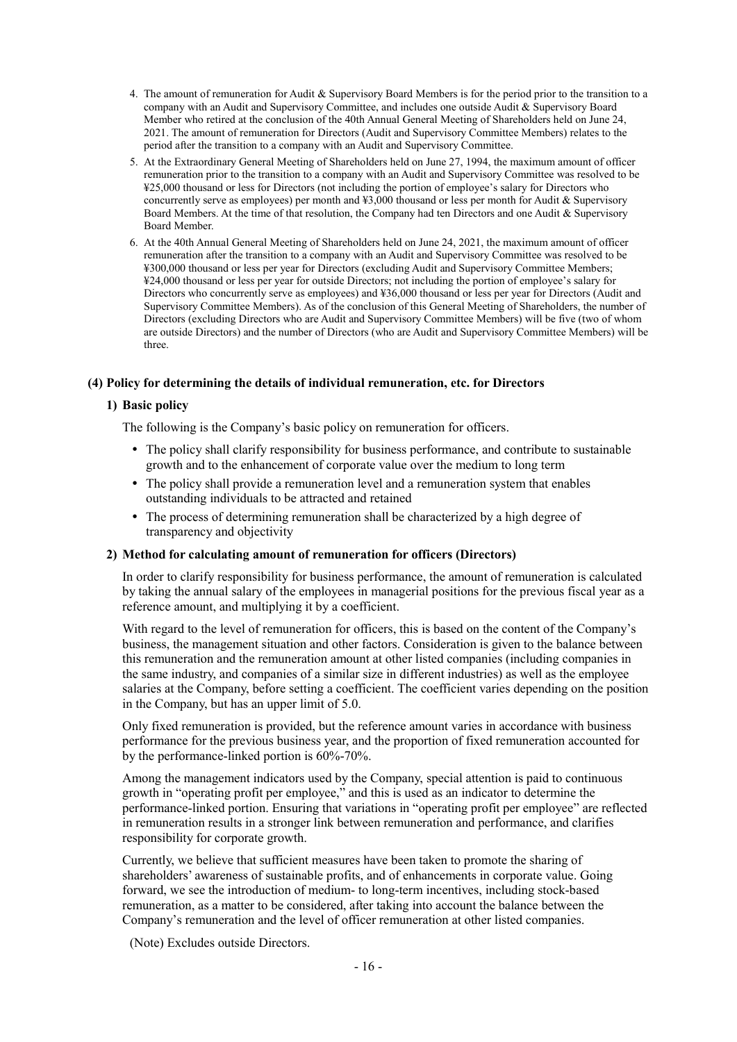4. The amount of remuneration for Audit & Supervisory Board Members is for the period prior to the transition to a company with an Audit and Supervisory Committee, and includes one outside Audit & Supervisory Board Member who retired at the conclusion of the 40th Annual General Meeting of Shareholders held on June 24, 2021. The amount of remuneration for Directors (Audit and Supervisory Committee Members) relates to the period after the transition to a company with an Audit and Supervisory Committee.
5. At the Extraordinary General Meeting of Shareholders held on June 27, 1994, the maximum amount of officer remuneration prior to the transition to a company with an Audit and Supervisory Committee was resolved to be ¥25,000 thousand or less for Directors (not including the portion of employee's salary for Directors who concurrently serve as employees) per month and ¥3,000 thousand or less per month for Audit & Supervisory Board Members. At the time of that resolution, the Company had ten Directors and one Audit & Supervisory Board Member.
6. At the 40th Annual General Meeting of Shareholders held on June 24, 2021, the maximum amount of officer remuneration after the transition to a company with an Audit and Supervisory Committee was resolved to be ¥300,000 thousand or less per year for Directors (excluding Audit and Supervisory Committee Members; ¥24,000 thousand or less per year for outside Directors; not including the portion of employee's salary for Directors who concurrently serve as employees) and ¥36,000 thousand or less per year for Directors (Audit and Supervisory Committee Members). As of the conclusion of this General Meeting of Shareholders, the number of Directors (excluding Directors who are Audit and Supervisory Committee Members) will be five (two of whom are outside Directors) and the number of Directors (who are Audit and Supervisory Committee Members) will be three.

### (4) Policy for determining the details of individual remuneration, etc. for Directors

#### 1) Basic policy

The following is the Company's basic policy on remuneration for officers.

- The policy shall clarify responsibility for business performance, and contribute to sustainable growth and to the enhancement of corporate value over the medium to long term
- The policy shall provide a remuneration level and a remuneration system that enables outstanding individuals to be attracted and retained
- The process of determining remuneration shall be characterized by a high degree of transparency and objectivity

#### 2) Method for calculating amount of remuneration for officers (Directors)

In order to clarify responsibility for business performance, the amount of remuneration is calculated by taking the annual salary of the employees in managerial positions for the previous fiscal year as a reference amount, and multiplying it by a coefficient.

With regard to the level of remuneration for officers, this is based on the content of the Company's business, the management situation and other factors. Consideration is given to the balance between this remuneration and the remuneration amount at other listed companies (including companies in the same industry, and companies of a similar size in different industries) as well as the employee salaries at the Company, before setting a coefficient. The coefficient varies depending on the position in the Company, but has an upper limit of 5.0.

Only fixed remuneration is provided, but the reference amount varies in accordance with business performance for the previous business year, and the proportion of fixed remuneration accounted for by the performance-linked portion is 60%-70%.

Among the management indicators used by the Company, special attention is paid to continuous growth in "operating profit per employee," and this is used as an indicator to determine the performance-linked portion. Ensuring that variations in "operating profit per employee" are reflected in remuneration results in a stronger link between remuneration and performance, and clarifies responsibility for corporate growth.

Currently, we believe that sufficient measures have been taken to promote the sharing of shareholders' awareness of sustainable profits, and of enhancements in corporate value. Going forward, we see the introduction of medium- to long-term incentives, including stock-based remuneration, as a matter to be considered, after taking into account the balance between the Company's remuneration and the level of officer remuneration at other listed companies.

(Note) Excludes outside Directors.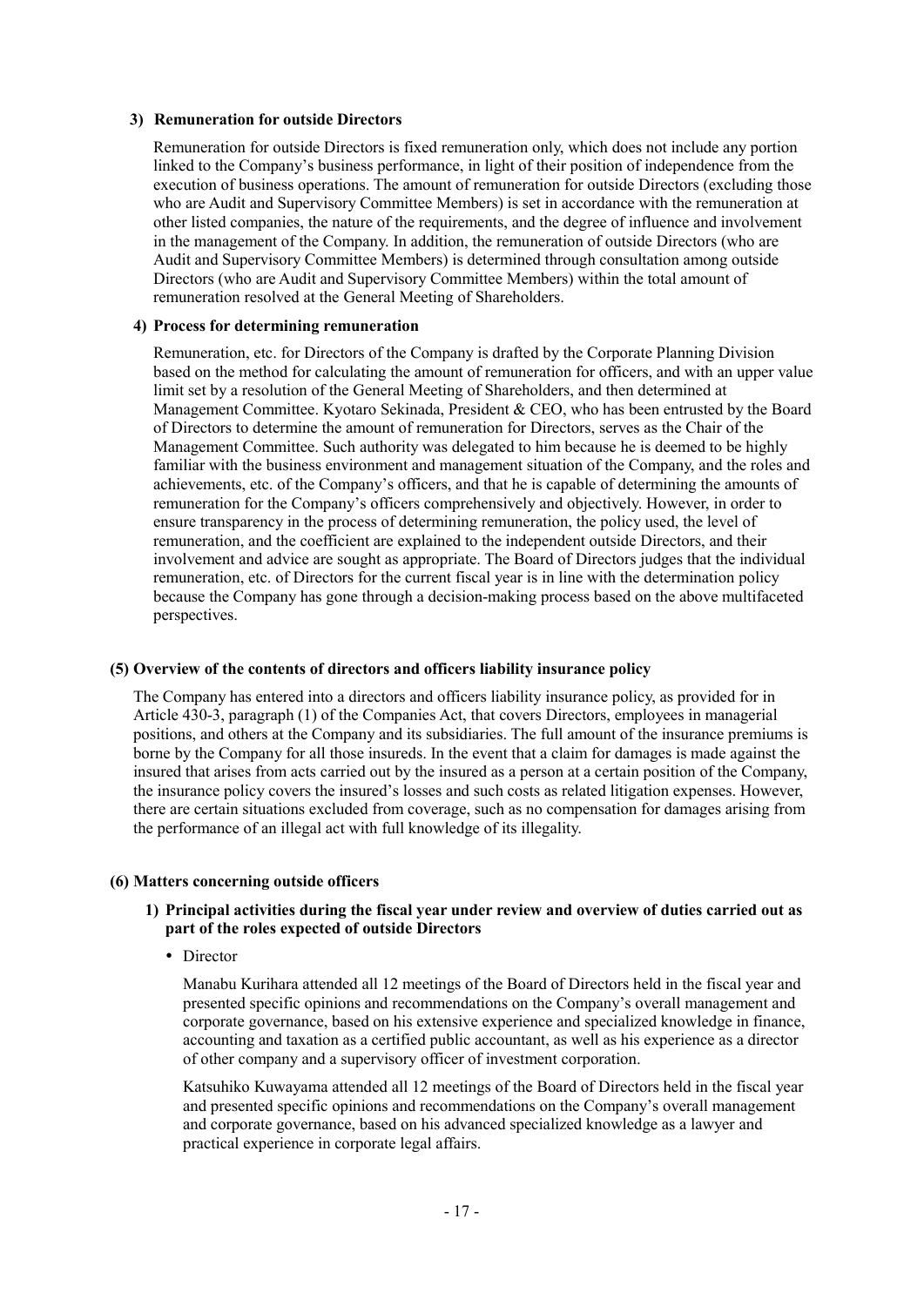#### 3) Remuneration for outside Directors

Remuneration for outside Directors is fixed remuneration only, which does not include any portion linked to the Company's business performance, in light of their position of independence from the execution of business operations. The amount of remuneration for outside Directors (excluding those who are Audit and Supervisory Committee Members) is set in accordance with the remuneration at other listed companies, the nature of the requirements, and the degree of influence and involvement in the management of the Company. In addition, the remuneration of outside Directors (who are Audit and Supervisory Committee Members) is determined through consultation among outside Directors (who are Audit and Supervisory Committee Members) within the total amount of remuneration resolved at the General Meeting of Shareholders.

#### 4) Process for determining remuneration

Remuneration, etc. for Directors of the Company is drafted by the Corporate Planning Division based on the method for calculating the amount of remuneration for officers, and with an upper value limit set by a resolution of the General Meeting of Shareholders, and then determined at Management Committee. Kyotaro Sekinada, President & CEO, who has been entrusted by the Board of Directors to determine the amount of remuneration for Directors, serves as the Chair of the Management Committee. Such authority was delegated to him because he is deemed to be highly familiar with the business environment and management situation of the Company, and the roles and achievements, etc. of the Company's officers, and that he is capable of determining the amounts of remuneration for the Company's officers comprehensively and objectively. However, in order to ensure transparency in the process of determining remuneration, the policy used, the level of remuneration, and the coefficient are explained to the independent outside Directors, and their involvement and advice are sought as appropriate. The Board of Directors judges that the individual remuneration, etc. of Directors for the current fiscal year is in line with the determination policy because the Company has gone through a decision-making process based on the above multifaceted perspectives.

### (5) Overview of the contents of directors and officers liability insurance policy

The Company has entered into a directors and officers liability insurance policy, as provided for in Article 430-3, paragraph (1) of the Companies Act, that covers Directors, employees in managerial positions, and others at the Company and its subsidiaries. The full amount of the insurance premiums is borne by the Company for all those insureds. In the event that a claim for damages is made against the insured that arises from acts carried out by the insured as a person at a certain position of the Company, the insurance policy covers the insured's losses and such costs as related litigation expenses. However, there are certain situations excluded from coverage, such as no compensation for damages arising from the performance of an illegal act with full knowledge of its illegality.

### (6) Matters concerning outside officers

#### 1) Principal activities during the fiscal year under review and overview of duties carried out as part of the roles expected of outside Directors

- Director

Manabu Kurihara attended all 12 meetings of the Board of Directors held in the fiscal year and presented specific opinions and recommendations on the Company's overall management and corporate governance, based on his extensive experience and specialized knowledge in finance, accounting and taxation as a certified public accountant, as well as his experience as a director of other company and a supervisory officer of investment corporation.

Katsuhiko Kuwayama attended all 12 meetings of the Board of Directors held in the fiscal year and presented specific opinions and recommendations on the Company's overall management and corporate governance, based on his advanced specialized knowledge as a lawyer and practical experience in corporate legal affairs.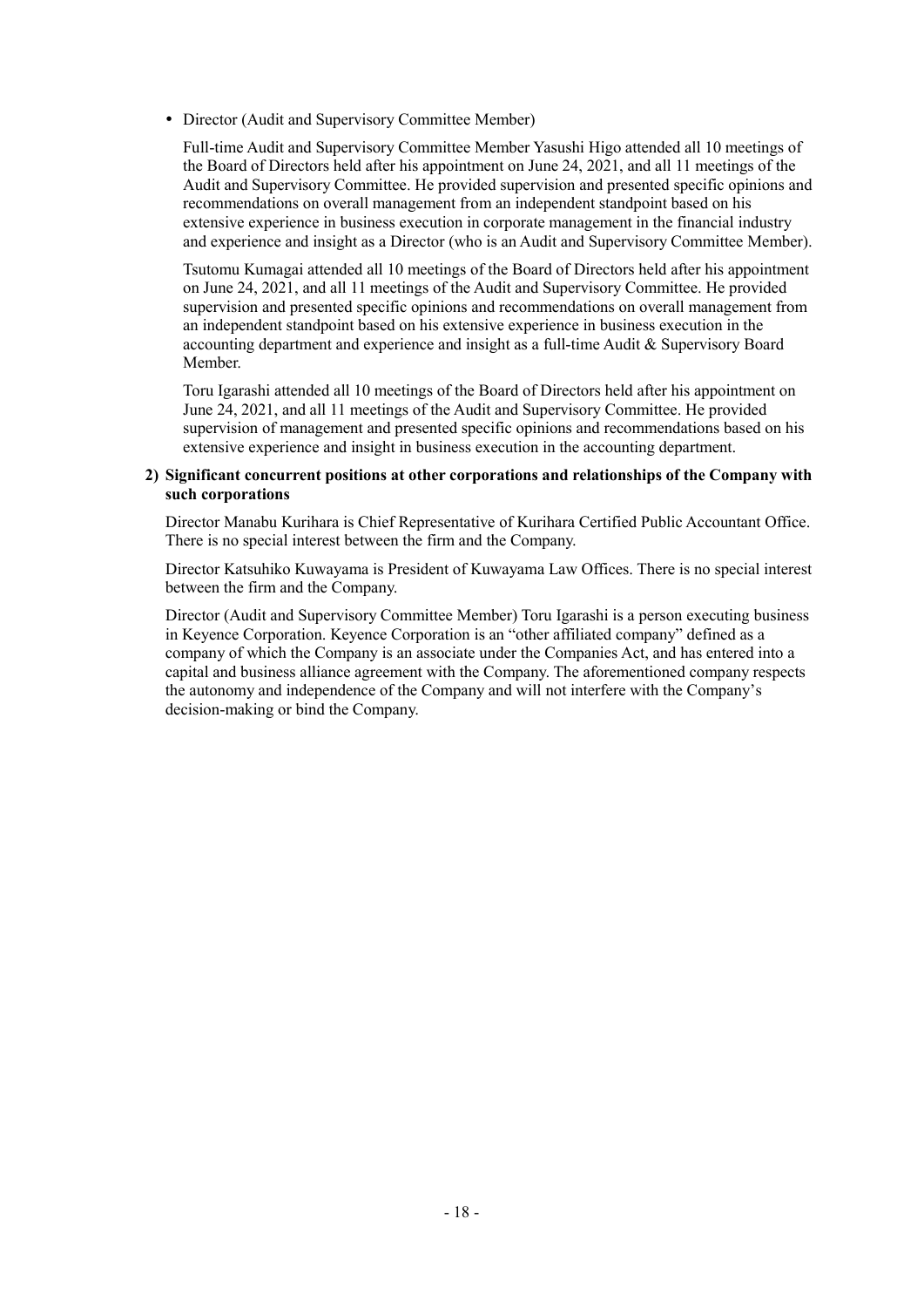- Director (Audit and Supervisory Committee Member)

  Full-time Audit and Supervisory Committee Member Yasushi Higo attended all 10 meetings of the Board of Directors held after his appointment on June 24, 2021, and all 11 meetings of the Audit and Supervisory Committee. He provided supervision and presented specific opinions and recommendations on overall management from an independent standpoint based on his extensive experience in business execution in corporate management in the financial industry and experience and insight as a Director (who is an Audit and Supervisory Committee Member).

  Tsutomu Kumagai attended all 10 meetings of the Board of Directors held after his appointment on June 24, 2021, and all 11 meetings of the Audit and Supervisory Committee. He provided supervision and presented specific opinions and recommendations on overall management from an independent standpoint based on his extensive experience in business execution in the accounting department and experience and insight as a full-time Audit & Supervisory Board Member.

  Toru Igarashi attended all 10 meetings of the Board of Directors held after his appointment on June 24, 2021, and all 11 meetings of the Audit and Supervisory Committee. He provided supervision of management and presented specific opinions and recommendations based on his extensive experience and insight in business execution in the accounting department.

**2) Significant concurrent positions at other corporations and relationships of the Company with such corporations**

Director Manabu Kurihara is Chief Representative of Kurihara Certified Public Accountant Office. There is no special interest between the firm and the Company.

Director Katsuhiko Kuwayama is President of Kuwayama Law Offices. There is no special interest between the firm and the Company.

Director (Audit and Supervisory Committee Member) Toru Igarashi is a person executing business in Keyence Corporation. Keyence Corporation is an "other affiliated company" defined as a company of which the Company is an associate under the Companies Act, and has entered into a capital and business alliance agreement with the Company. The aforementioned company respects the autonomy and independence of the Company and will not interfere with the Company's decision-making or bind the Company.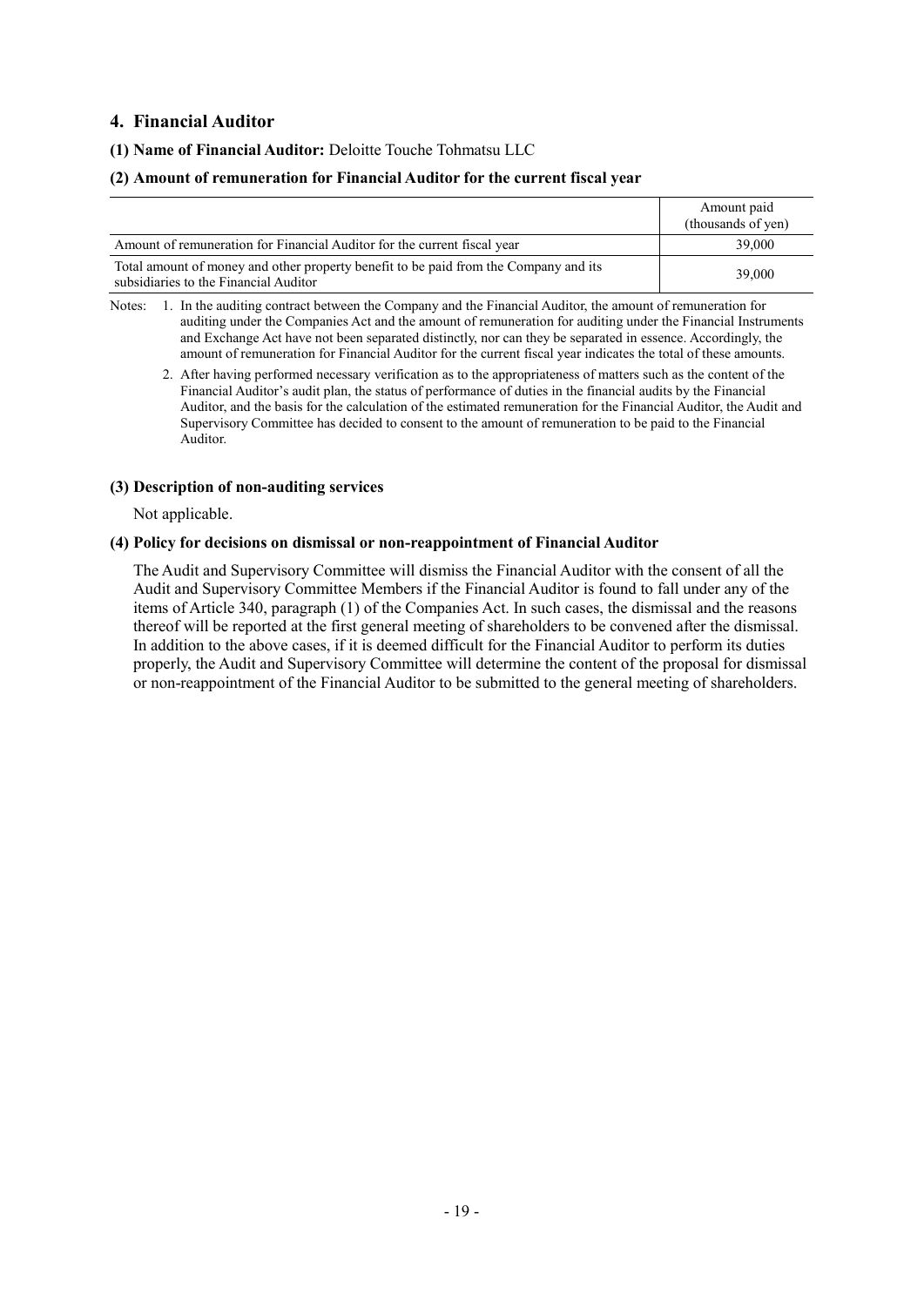## 4. Financial Auditor

**(1) Name of Financial Auditor:** Deloitte Touche Tohmatsu LLC

**(2) Amount of remuneration for Financial Auditor for the current fiscal year**

| | Amount paid (thousands of yen) |
|---|---|
| Amount of remuneration for Financial Auditor for the current fiscal year | 39,000 |
| Total amount of money and other property benefit to be paid from the Company and its subsidiaries to the Financial Auditor | 39,000 |

Notes:
1. In the auditing contract between the Company and the Financial Auditor, the amount of remuneration for auditing under the Companies Act and the amount of remuneration for auditing under the Financial Instruments and Exchange Act have not been separated distinctly, nor can they be separated in essence. Accordingly, the amount of remuneration for Financial Auditor for the current fiscal year indicates the total of these amounts.
2. After having performed necessary verification as to the appropriateness of matters such as the content of the Financial Auditor's audit plan, the status of performance of duties in the financial audits by the Financial Auditor, and the basis for the calculation of the estimated remuneration for the Financial Auditor, the Audit and Supervisory Committee has decided to consent to the amount of remuneration to be paid to the Financial Auditor.

**(3) Description of non-auditing services**

Not applicable.

**(4) Policy for decisions on dismissal or non-reappointment of Financial Auditor**

The Audit and Supervisory Committee will dismiss the Financial Auditor with the consent of all the Audit and Supervisory Committee Members if the Financial Auditor is found to fall under any of the items of Article 340, paragraph (1) of the Companies Act. In such cases, the dismissal and the reasons thereof will be reported at the first general meeting of shareholders to be convened after the dismissal. In addition to the above cases, if it is deemed difficult for the Financial Auditor to perform its duties properly, the Audit and Supervisory Committee will determine the content of the proposal for dismissal or non-reappointment of the Financial Auditor to be submitted to the general meeting of shareholders.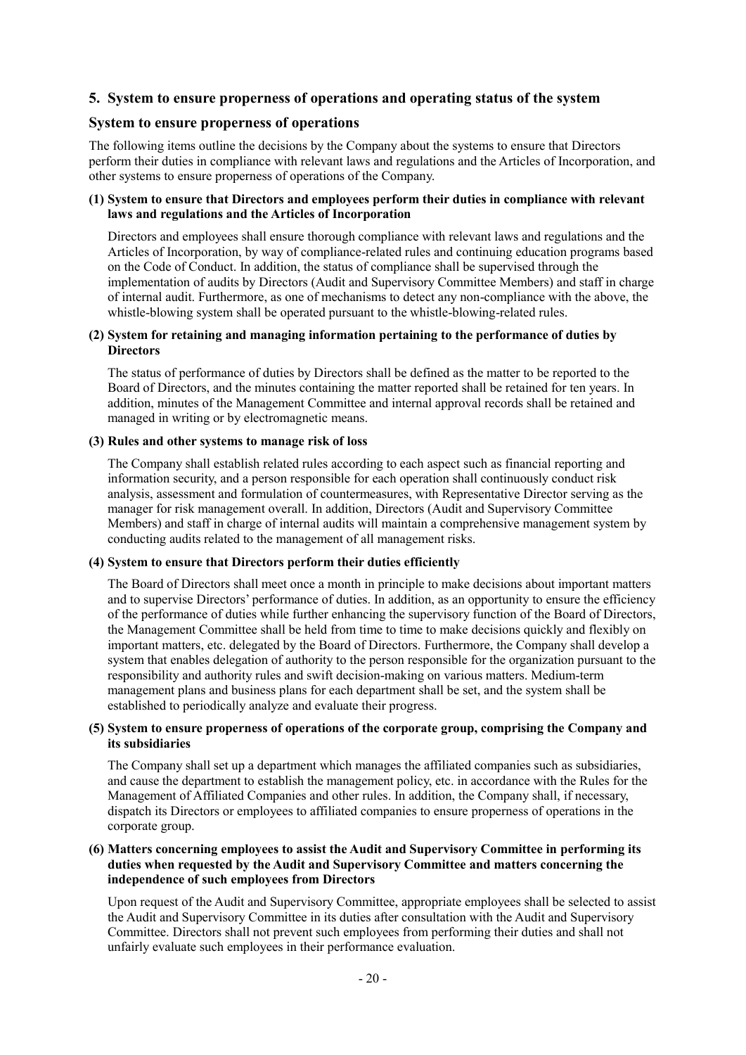## 5. System to ensure properness of operations and operating status of the system

### System to ensure properness of operations

The following items outline the decisions by the Company about the systems to ensure that Directors perform their duties in compliance with relevant laws and regulations and the Articles of Incorporation, and other systems to ensure properness of operations of the Company.

**(1) System to ensure that Directors and employees perform their duties in compliance with relevant laws and regulations and the Articles of Incorporation**

Directors and employees shall ensure thorough compliance with relevant laws and regulations and the Articles of Incorporation, by way of compliance-related rules and continuing education programs based on the Code of Conduct. In addition, the status of compliance shall be supervised through the implementation of audits by Directors (Audit and Supervisory Committee Members) and staff in charge of internal audit. Furthermore, as one of mechanisms to detect any non-compliance with the above, the whistle-blowing system shall be operated pursuant to the whistle-blowing-related rules.

**(2) System for retaining and managing information pertaining to the performance of duties by Directors**

The status of performance of duties by Directors shall be defined as the matter to be reported to the Board of Directors, and the minutes containing the matter reported shall be retained for ten years. In addition, minutes of the Management Committee and internal approval records shall be retained and managed in writing or by electromagnetic means.

**(3) Rules and other systems to manage risk of loss**

The Company shall establish related rules according to each aspect such as financial reporting and information security, and a person responsible for each operation shall continuously conduct risk analysis, assessment and formulation of countermeasures, with Representative Director serving as the manager for risk management overall. In addition, Directors (Audit and Supervisory Committee Members) and staff in charge of internal audits will maintain a comprehensive management system by conducting audits related to the management of all management risks.

**(4) System to ensure that Directors perform their duties efficiently**

The Board of Directors shall meet once a month in principle to make decisions about important matters and to supervise Directors' performance of duties. In addition, as an opportunity to ensure the efficiency of the performance of duties while further enhancing the supervisory function of the Board of Directors, the Management Committee shall be held from time to time to make decisions quickly and flexibly on important matters, etc. delegated by the Board of Directors. Furthermore, the Company shall develop a system that enables delegation of authority to the person responsible for the organization pursuant to the responsibility and authority rules and swift decision-making on various matters. Medium-term management plans and business plans for each department shall be set, and the system shall be established to periodically analyze and evaluate their progress.

**(5) System to ensure properness of operations of the corporate group, comprising the Company and its subsidiaries**

The Company shall set up a department which manages the affiliated companies such as subsidiaries, and cause the department to establish the management policy, etc. in accordance with the Rules for the Management of Affiliated Companies and other rules. In addition, the Company shall, if necessary, dispatch its Directors or employees to affiliated companies to ensure properness of operations in the corporate group.

**(6) Matters concerning employees to assist the Audit and Supervisory Committee in performing its duties when requested by the Audit and Supervisory Committee and matters concerning the independence of such employees from Directors**

Upon request of the Audit and Supervisory Committee, appropriate employees shall be selected to assist the Audit and Supervisory Committee in its duties after consultation with the Audit and Supervisory Committee. Directors shall not prevent such employees from performing their duties and shall not unfairly evaluate such employees in their performance evaluation.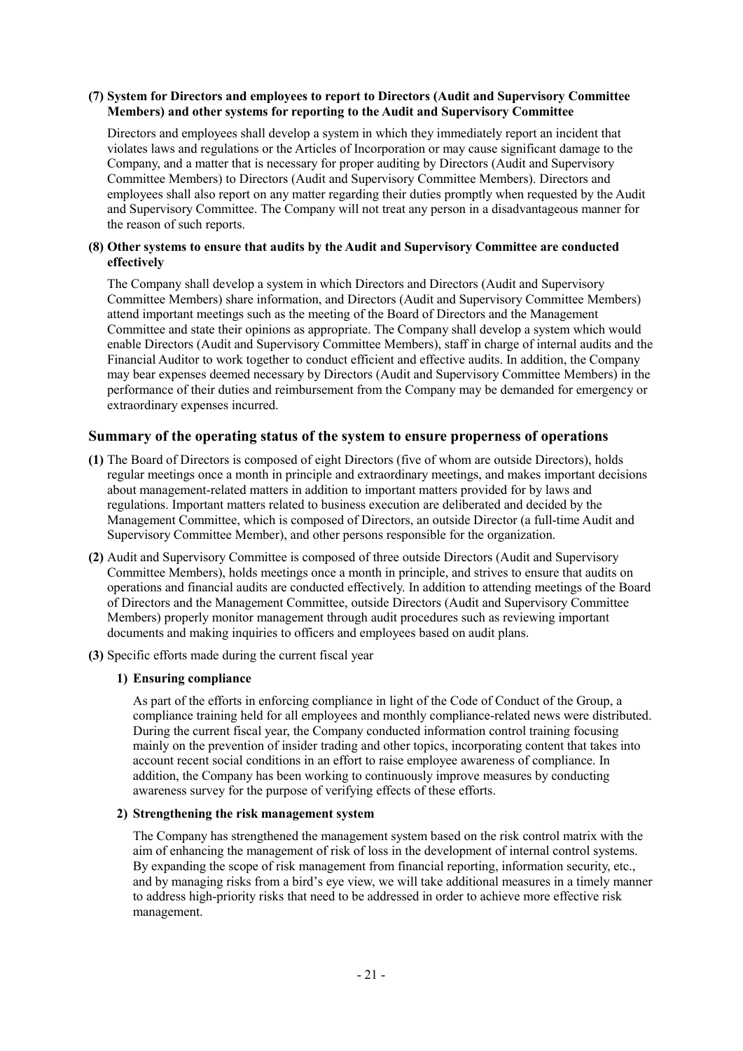**(7) System for Directors and employees to report to Directors (Audit and Supervisory Committee Members) and other systems for reporting to the Audit and Supervisory Committee**

Directors and employees shall develop a system in which they immediately report an incident that violates laws and regulations or the Articles of Incorporation or may cause significant damage to the Company, and a matter that is necessary for proper auditing by Directors (Audit and Supervisory Committee Members) to Directors (Audit and Supervisory Committee Members). Directors and employees shall also report on any matter regarding their duties promptly when requested by the Audit and Supervisory Committee. The Company will not treat any person in a disadvantageous manner for the reason of such reports.

**(8) Other systems to ensure that audits by the Audit and Supervisory Committee are conducted effectively**

The Company shall develop a system in which Directors and Directors (Audit and Supervisory Committee Members) share information, and Directors (Audit and Supervisory Committee Members) attend important meetings such as the meeting of the Board of Directors and the Management Committee and state their opinions as appropriate. The Company shall develop a system which would enable Directors (Audit and Supervisory Committee Members), staff in charge of internal audits and the Financial Auditor to work together to conduct efficient and effective audits. In addition, the Company may bear expenses deemed necessary by Directors (Audit and Supervisory Committee Members) in the performance of their duties and reimbursement from the Company may be demanded for emergency or extraordinary expenses incurred.

## Summary of the operating status of the system to ensure properness of operations

**(1)** The Board of Directors is composed of eight Directors (five of whom are outside Directors), holds regular meetings once a month in principle and extraordinary meetings, and makes important decisions about management-related matters in addition to important matters provided for by laws and regulations. Important matters related to business execution are deliberated and decided by the Management Committee, which is composed of Directors, an outside Director (a full-time Audit and Supervisory Committee Member), and other persons responsible for the organization.

**(2)** Audit and Supervisory Committee is composed of three outside Directors (Audit and Supervisory Committee Members), holds meetings once a month in principle, and strives to ensure that audits on operations and financial audits are conducted effectively. In addition to attending meetings of the Board of Directors and the Management Committee, outside Directors (Audit and Supervisory Committee Members) properly monitor management through audit procedures such as reviewing important documents and making inquiries to officers and employees based on audit plans.

**(3)** Specific efforts made during the current fiscal year

**1) Ensuring compliance**

As part of the efforts in enforcing compliance in light of the Code of Conduct of the Group, a compliance training held for all employees and monthly compliance-related news were distributed. During the current fiscal year, the Company conducted information control training focusing mainly on the prevention of insider trading and other topics, incorporating content that takes into account recent social conditions in an effort to raise employee awareness of compliance. In addition, the Company has been working to continuously improve measures by conducting awareness survey for the purpose of verifying effects of these efforts.

**2) Strengthening the risk management system**

The Company has strengthened the management system based on the risk control matrix with the aim of enhancing the management of risk of loss in the development of internal control systems. By expanding the scope of risk management from financial reporting, information security, etc., and by managing risks from a bird's eye view, we will take additional measures in a timely manner to address high-priority risks that need to be addressed in order to achieve more effective risk management.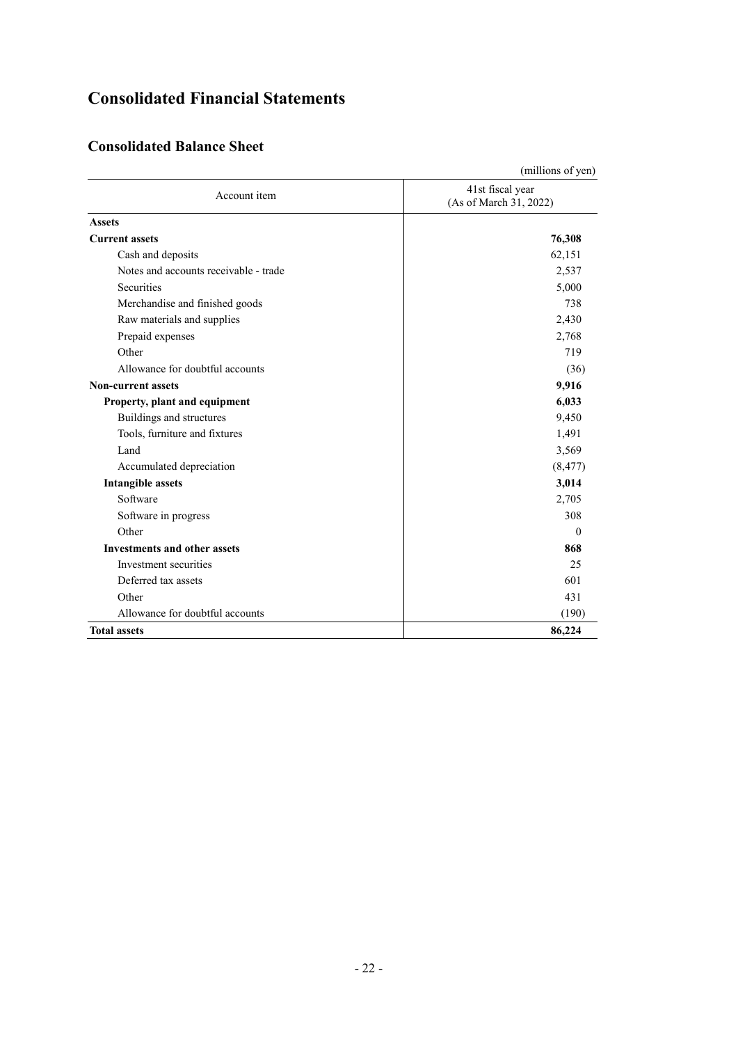# Consolidated Financial Statements

## Consolidated Balance Sheet

(millions of yen)

| Account item | 41st fiscal year (As of March 31, 2022) |
|---|---|
| **Assets** | |
| **Current assets** | **76,308** |
| Cash and deposits | 62,151 |
| Notes and accounts receivable - trade | 2,537 |
| Securities | 5,000 |
| Merchandise and finished goods | 738 |
| Raw materials and supplies | 2,430 |
| Prepaid expenses | 2,768 |
| Other | 719 |
| Allowance for doubtful accounts | (36) |
| **Non-current assets** | **9,916** |
| **Property, plant and equipment** | **6,033** |
| Buildings and structures | 9,450 |
| Tools, furniture and fixtures | 1,491 |
| Land | 3,569 |
| Accumulated depreciation | (8,477) |
| **Intangible assets** | **3,014** |
| Software | 2,705 |
| Software in progress | 308 |
| Other | 0 |
| **Investments and other assets** | **868** |
| Investment securities | 25 |
| Deferred tax assets | 601 |
| Other | 431 |
| Allowance for doubtful accounts | (190) |
| **Total assets** | **86,224** |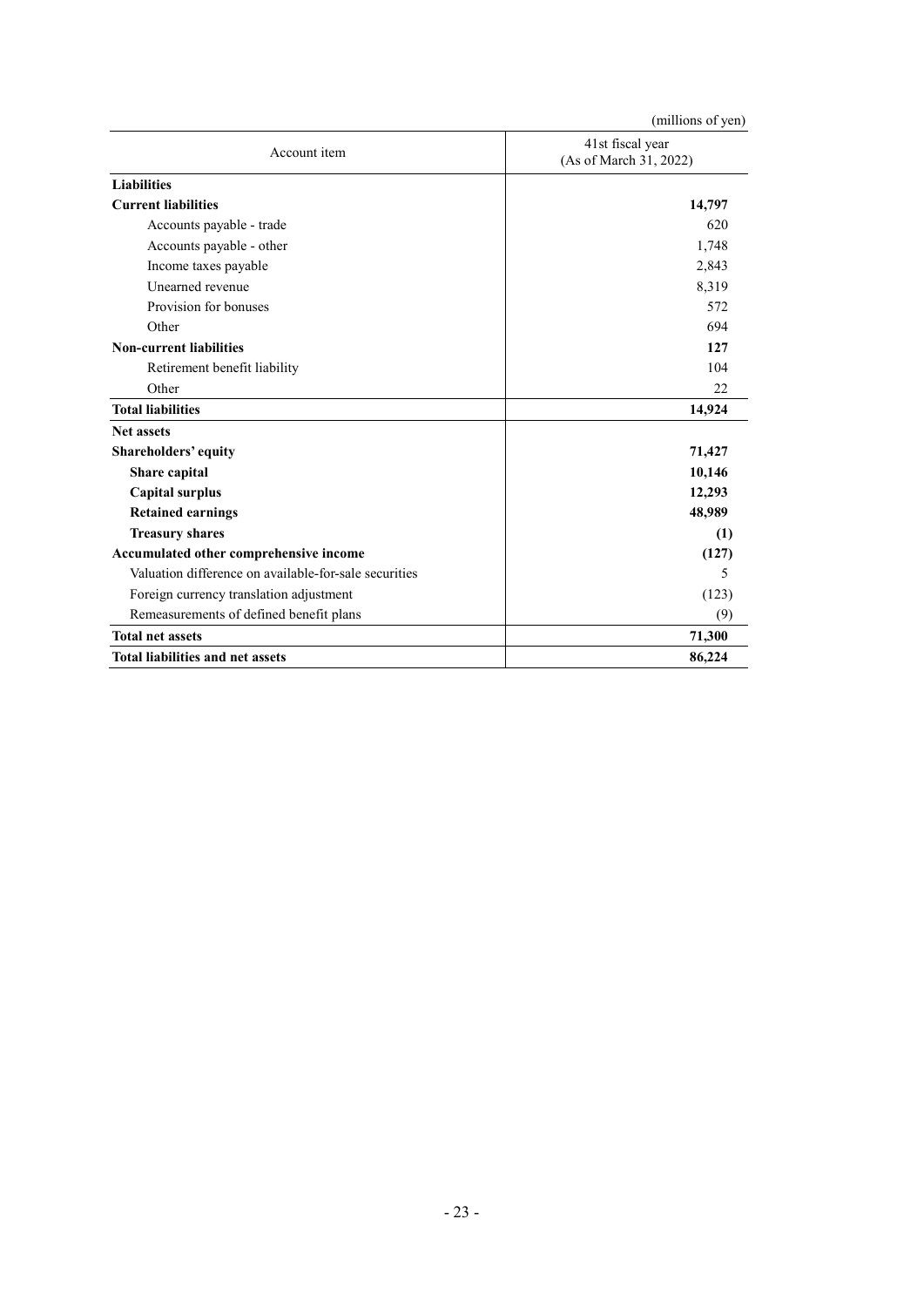(millions of yen)

| Account item | 41st fiscal year (As of March 31, 2022) |
|---|---|
| **Liabilities** | |
| **Current liabilities** | **14,797** |
| Accounts payable - trade | 620 |
| Accounts payable - other | 1,748 |
| Income taxes payable | 2,843 |
| Unearned revenue | 8,319 |
| Provision for bonuses | 572 |
| Other | 694 |
| **Non-current liabilities** | **127** |
| Retirement benefit liability | 104 |
| Other | 22 |
| **Total liabilities** | **14,924** |
| **Net assets** | |
| **Shareholders' equity** | **71,427** |
| **Share capital** | **10,146** |
| **Capital surplus** | **12,293** |
| **Retained earnings** | **48,989** |
| **Treasury shares** | **(1)** |
| **Accumulated other comprehensive income** | **(127)** |
| Valuation difference on available-for-sale securities | 5 |
| Foreign currency translation adjustment | (123) |
| Remeasurements of defined benefit plans | (9) |
| **Total net assets** | **71,300** |
| **Total liabilities and net assets** | **86,224** |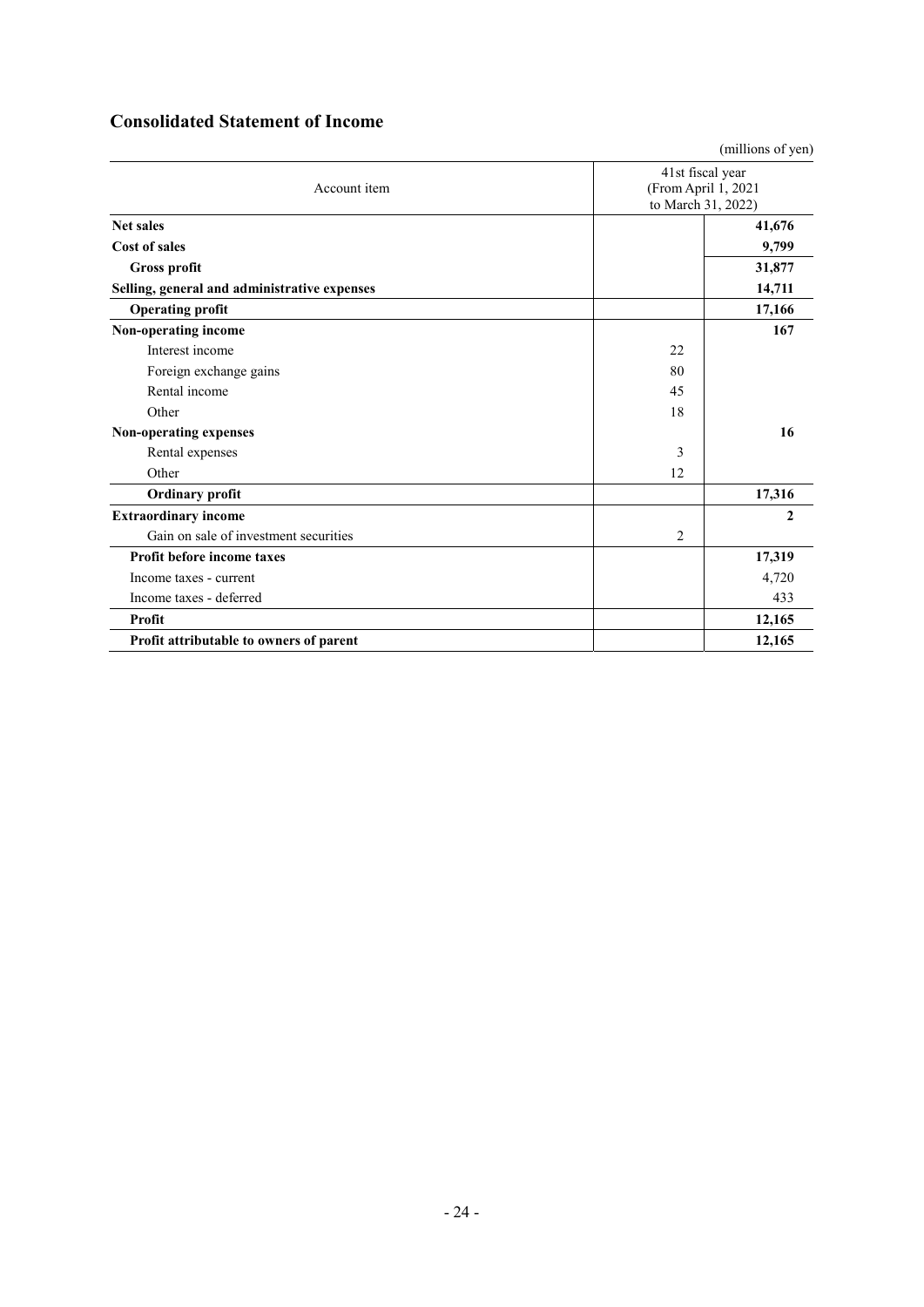## Consolidated Statement of Income

(millions of yen)

| Account item | 41st fiscal year (From April 1, 2021 to March 31, 2022) | |
|---|---|---|
| **Net sales** | | **41,676** |
| **Cost of sales** | | **9,799** |
| **Gross profit** | | **31,877** |
| **Selling, general and administrative expenses** | | **14,711** |
| **Operating profit** | | **17,166** |
| **Non-operating income** | | **167** |
| Interest income | 22 | |
| Foreign exchange gains | 80 | |
| Rental income | 45 | |
| Other | 18 | |
| **Non-operating expenses** | | **16** |
| Rental expenses | 3 | |
| Other | 12 | |
| **Ordinary profit** | | **17,316** |
| **Extraordinary income** | | **2** |
| Gain on sale of investment securities | 2 | |
| **Profit before income taxes** | | **17,319** |
| Income taxes - current | | 4,720 |
| Income taxes - deferred | | 433 |
| **Profit** | | **12,165** |
| **Profit attributable to owners of parent** | | **12,165** |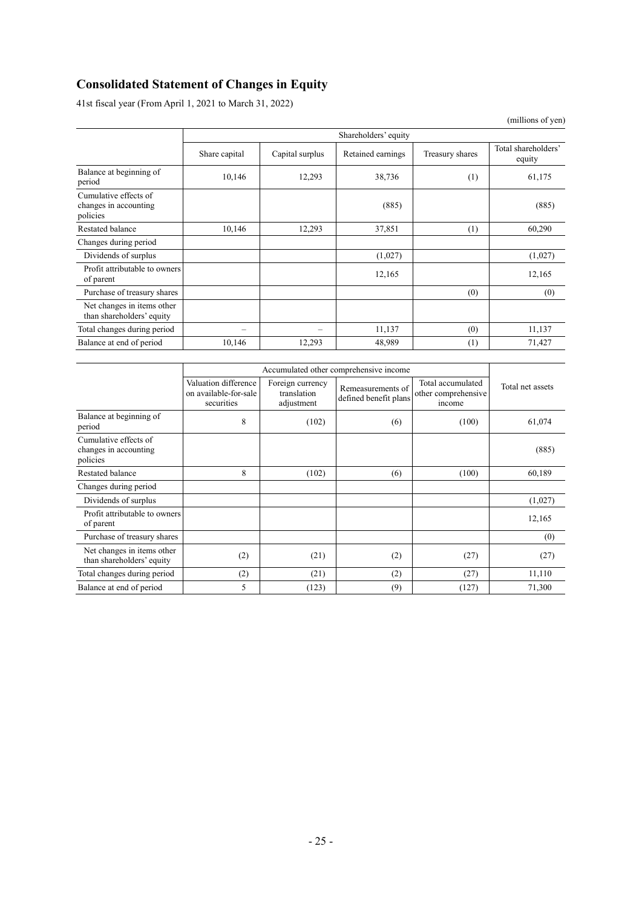# Consolidated Statement of Changes in Equity

41st fiscal year (From April 1, 2021 to March 31, 2022)

(millions of yen)

| | Shareholders' equity | | | | |
|---|---|---|---|---|---|
| | Share capital | Capital surplus | Retained earnings | Treasury shares | Total shareholders' equity |
| Balance at beginning of period | 10,146 | 12,293 | 38,736 | (1) | 61,175 |
| Cumulative effects of changes in accounting policies | | | (885) | | (885) |
| Restated balance | 10,146 | 12,293 | 37,851 | (1) | 60,290 |
| Changes during period | | | | | |
| Dividends of surplus | | | (1,027) | | (1,027) |
| Profit attributable to owners of parent | | | 12,165 | | 12,165 |
| Purchase of treasury shares | | | | (0) | (0) |
| Net changes in items other than shareholders' equity | | | | | |
| Total changes during period | – | – | 11,137 | (0) | 11,137 |
| Balance at end of period | 10,146 | 12,293 | 48,989 | (1) | 71,427 |

| | Accumulated other comprehensive income | | | | Total net assets |
|---|---|---|---|---|---|
| | Valuation difference on available-for-sale securities | Foreign currency translation adjustment | Remeasurements of defined benefit plans | Total accumulated other comprehensive income | |
| Balance at beginning of period | 8 | (102) | (6) | (100) | 61,074 |
| Cumulative effects of changes in accounting policies | | | | | (885) |
| Restated balance | 8 | (102) | (6) | (100) | 60,189 |
| Changes during period | | | | | |
| Dividends of surplus | | | | | (1,027) |
| Profit attributable to owners of parent | | | | | 12,165 |
| Purchase of treasury shares | | | | | (0) |
| Net changes in items other than shareholders' equity | (2) | (21) | (2) | (27) | (27) |
| Total changes during period | (2) | (21) | (2) | (27) | 11,110 |
| Balance at end of period | 5 | (123) | (9) | (127) | 71,300 |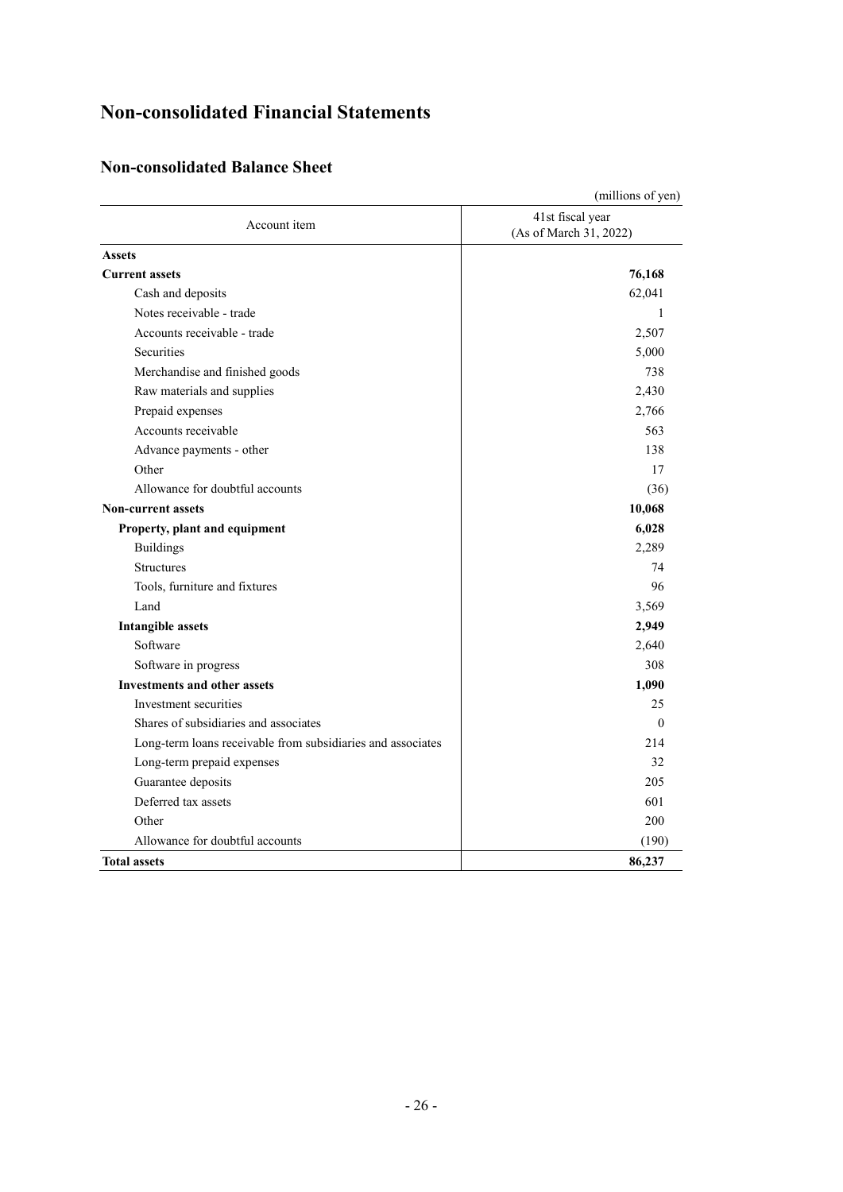# Non-consolidated Financial Statements

## Non-consolidated Balance Sheet

(millions of yen)

| Account item | 41st fiscal year (As of March 31, 2022) |
|---|---|
| **Assets** | |
| **Current assets** | **76,168** |
| Cash and deposits | 62,041 |
| Notes receivable - trade | 1 |
| Accounts receivable - trade | 2,507 |
| Securities | 5,000 |
| Merchandise and finished goods | 738 |
| Raw materials and supplies | 2,430 |
| Prepaid expenses | 2,766 |
| Accounts receivable | 563 |
| Advance payments - other | 138 |
| Other | 17 |
| Allowance for doubtful accounts | (36) |
| **Non-current assets** | **10,068** |
| **Property, plant and equipment** | **6,028** |
| Buildings | 2,289 |
| Structures | 74 |
| Tools, furniture and fixtures | 96 |
| Land | 3,569 |
| **Intangible assets** | **2,949** |
| Software | 2,640 |
| Software in progress | 308 |
| **Investments and other assets** | **1,090** |
| Investment securities | 25 |
| Shares of subsidiaries and associates | 0 |
| Long-term loans receivable from subsidiaries and associates | 214 |
| Long-term prepaid expenses | 32 |
| Guarantee deposits | 205 |
| Deferred tax assets | 601 |
| Other | 200 |
| Allowance for doubtful accounts | (190) |
| **Total assets** | **86,237** |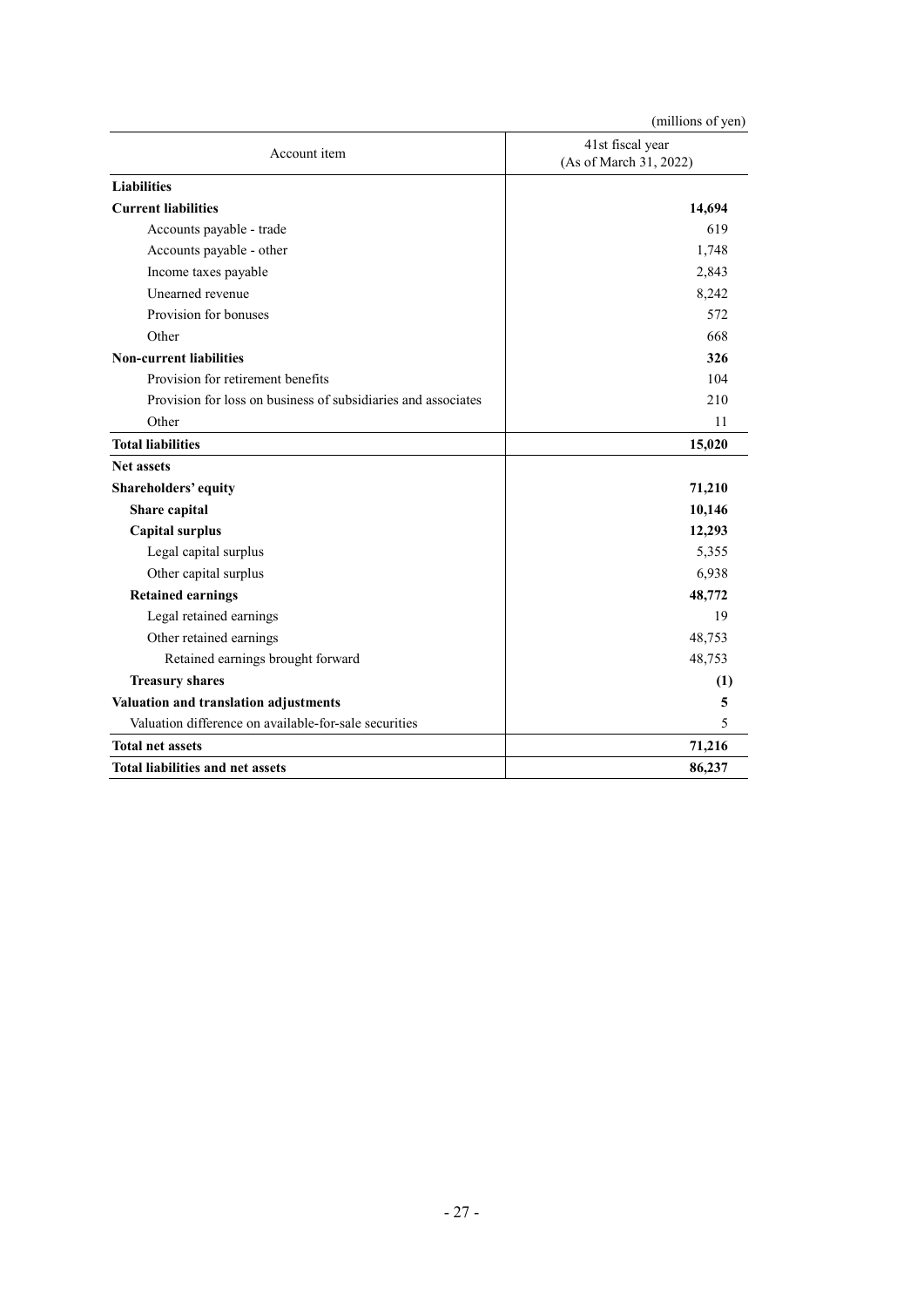(millions of yen)

| Account item | 41st fiscal year (As of March 31, 2022) |
|---|---|
| **Liabilities** | |
| **Current liabilities** | **14,694** |
| Accounts payable - trade | 619 |
| Accounts payable - other | 1,748 |
| Income taxes payable | 2,843 |
| Unearned revenue | 8,242 |
| Provision for bonuses | 572 |
| Other | 668 |
| **Non-current liabilities** | **326** |
| Provision for retirement benefits | 104 |
| Provision for loss on business of subsidiaries and associates | 210 |
| Other | 11 |
| **Total liabilities** | **15,020** |
| **Net assets** | |
| **Shareholders' equity** | **71,210** |
| **Share capital** | **10,146** |
| **Capital surplus** | **12,293** |
| Legal capital surplus | 5,355 |
| Other capital surplus | 6,938 |
| **Retained earnings** | **48,772** |
| Legal retained earnings | 19 |
| Other retained earnings | 48,753 |
| Retained earnings brought forward | 48,753 |
| **Treasury shares** | **(1)** |
| **Valuation and translation adjustments** | **5** |
| Valuation difference on available-for-sale securities | 5 |
| **Total net assets** | **71,216** |
| **Total liabilities and net assets** | **86,237** |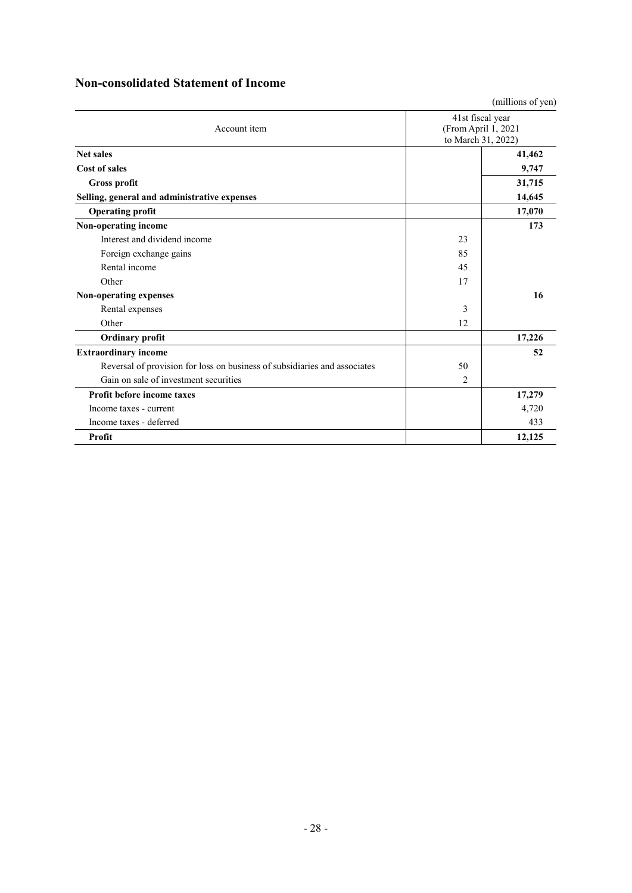## Non-consolidated Statement of Income

(millions of yen)

| Account item | 41st fiscal year (From April 1, 2021 to March 31, 2022) | |
|---|---|---|
| **Net sales** | | **41,462** |
| **Cost of sales** | | **9,747** |
| **Gross profit** | | **31,715** |
| **Selling, general and administrative expenses** | | **14,645** |
| **Operating profit** | | **17,070** |
| **Non-operating income** | | **173** |
| Interest and dividend income | 23 | |
| Foreign exchange gains | 85 | |
| Rental income | 45 | |
| Other | 17 | |
| **Non-operating expenses** | | **16** |
| Rental expenses | 3 | |
| Other | 12 | |
| **Ordinary profit** | | **17,226** |
| **Extraordinary income** | | **52** |
| Reversal of provision for loss on business of subsidiaries and associates | 50 | |
| Gain on sale of investment securities | 2 | |
| **Profit before income taxes** | | **17,279** |
| Income taxes - current | | 4,720 |
| Income taxes - deferred | | 433 |
| **Profit** | | **12,125** |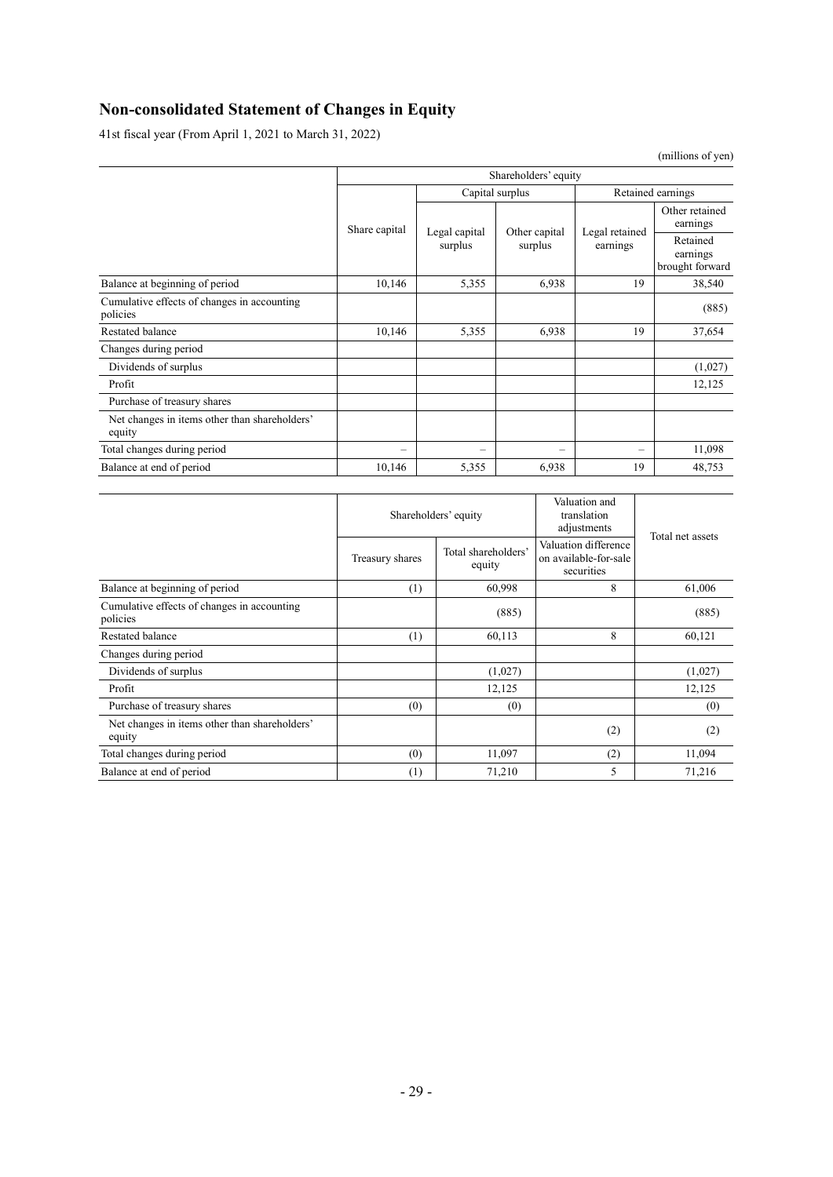## Non-consolidated Statement of Changes in Equity

41st fiscal year (From April 1, 2021 to March 31, 2022)

(millions of yen)

| | Shareholders' equity | | | | |
|---|---|---|---|---|---|
| | | Capital surplus | | Retained earnings | |
| | Share capital | Legal capital surplus | Other capital surplus | Legal retained earnings | Other retained earnings |
| | | | | | Retained earnings brought forward |
| Balance at beginning of period | 10,146 | 5,355 | 6,938 | 19 | 38,540 |
| Cumulative effects of changes in accounting policies | | | | | (885) |
| Restated balance | 10,146 | 5,355 | 6,938 | 19 | 37,654 |
| Changes during period | | | | | |
| Dividends of surplus | | | | | (1,027) |
| Profit | | | | | 12,125 |
| Purchase of treasury shares | | | | | |
| Net changes in items other than shareholders' equity | | | | | |
| Total changes during period | – | – | – | – | 11,098 |
| Balance at end of period | 10,146 | 5,355 | 6,938 | 19 | 48,753 |

| | Shareholders' equity | | Valuation and translation adjustments | Total net assets |
|---|---|---|---|---|
| | Treasury shares | Total shareholders' equity | Valuation difference on available-for-sale securities | |
| Balance at beginning of period | (1) | 60,998 | 8 | 61,006 |
| Cumulative effects of changes in accounting policies | | (885) | | (885) |
| Restated balance | (1) | 60,113 | 8 | 60,121 |
| Changes during period | | | | |
| Dividends of surplus | | (1,027) | | (1,027) |
| Profit | | 12,125 | | 12,125 |
| Purchase of treasury shares | (0) | (0) | | (0) |
| Net changes in items other than shareholders' equity | | | (2) | (2) |
| Total changes during period | (0) | 11,097 | (2) | 11,094 |
| Balance at end of period | (1) | 71,210 | 5 | 71,216 |